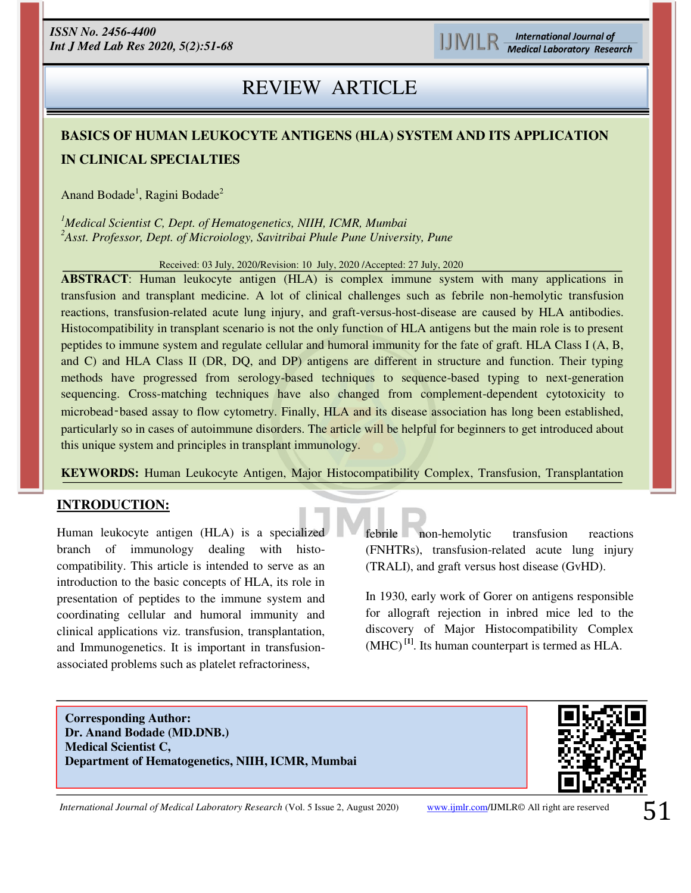REVIEW ARTICLE

# BASICS OF HUMAN LEUKOCYTE ANTIGENS (HLA) SYSTEM AND ITS APPLICATION IN CLINICAL SPECIALTIES

Anand Bodade[1], Ragini Bodade[2]

[1]*Medical Scientist C, Dept. of Hematogenetics, NIIH, ICMR, Mumbai*
[2]*Asst. Professor, Dept. of Microiology, Savitribai Phule Pune University, Pune*

Received: 03 July, 2020/Revision: 10 July, 2020 /Accepted: 27 July, 2020

**ABSTRACT**: Human leukocyte antigen (HLA) is complex immune system with many applications in transfusion and transplant medicine. A lot of clinical challenges such as febrile non-hemolytic transfusion reactions, transfusion-related acute lung injury, and graft-versus-host-disease are caused by HLA antibodies. Histocompatibility in transplant scenario is not the only function of HLA antigens but the main role is to present peptides to immune system and regulate cellular and humoral immunity for the fate of graft. HLA Class I (A, B, and C) and HLA Class II (DR, DQ, and DP) antigens are different in structure and function. Their typing methods have progressed from serology-based techniques to sequence-based typing to next-generation sequencing. Cross-matching techniques have also changed from complement-dependent cytotoxicity to microbead-based assay to flow cytometry. Finally, HLA and its disease association has long been established, particularly so in cases of autoimmune disorders. The article will be helpful for beginners to get introduced about this unique system and principles in transplant immunology.

**KEYWORDS:** Human Leukocyte Antigen, Major Histocompatibility Complex, Transfusion, Transplantation

## INTRODUCTION:

Human leukocyte antigen (HLA) is a specialized branch of immunology dealing with histo-compatibility. This article is intended to serve as an introduction to the basic concepts of HLA, its role in presentation of peptides to the immune system and coordinating cellular and humoral immunity and clinical applications viz. transfusion, transplantation, and Immunogenetics. It is important in transfusion-associated problems such as platelet refractoriness, febrile non-hemolytic transfusion reactions (FNHTRs), transfusion-related acute lung injury (TRALI), and graft versus host disease (GvHD).

In 1930, early work of Gorer on antigens responsible for allograft rejection in inbred mice led to the discovery of Major Histocompatibility Complex (MHC) [1]. Its human counterpart is termed as HLA.

**Corresponding Author:**
**Dr. Anand Bodade (MD.DNB.)**
**Medical Scientist C,**
**Department of Hematogenetics, NIIH, ICMR, Mumbai**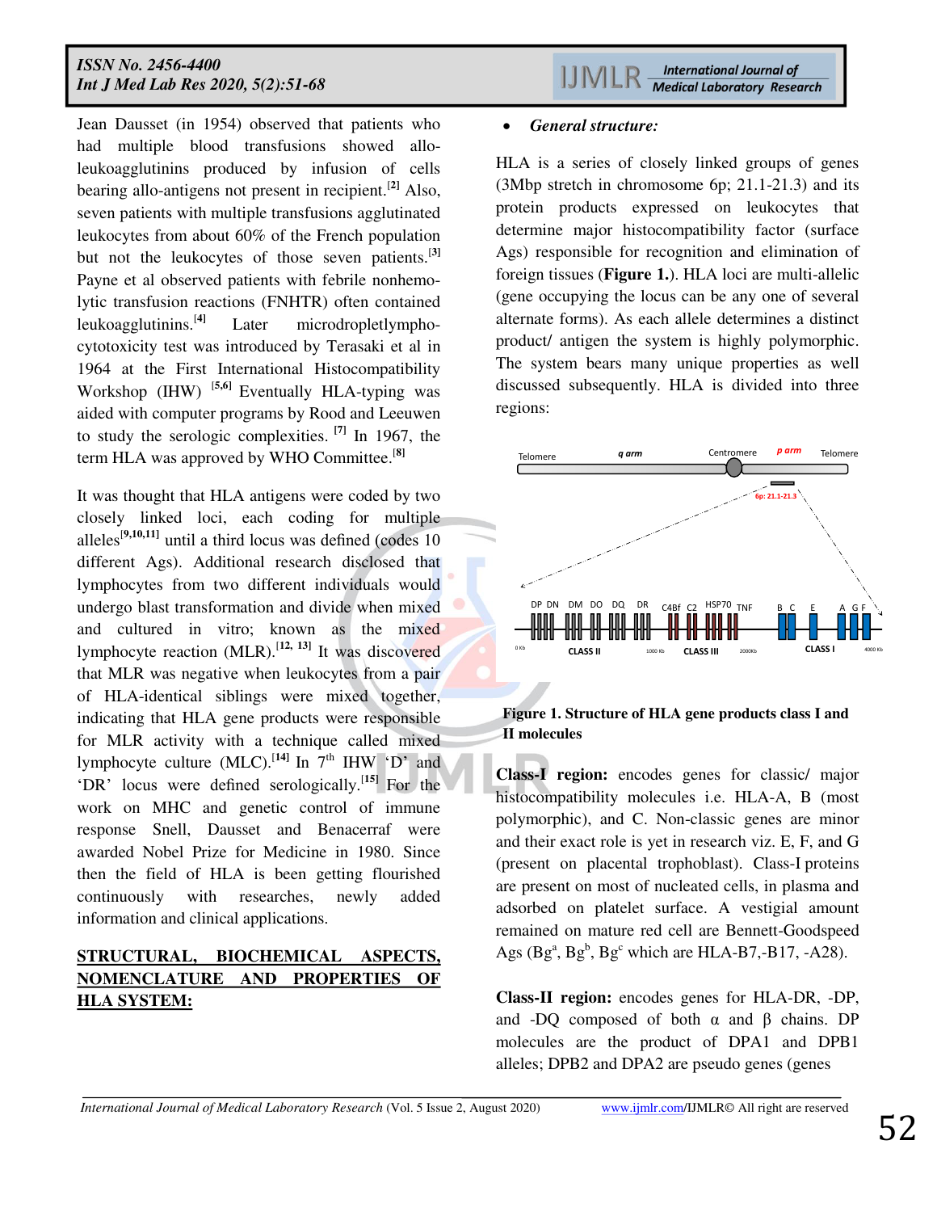Jean Dausset (in 1954) observed that patients who had multiple blood transfusions showed allo-leukoagglutinins produced by infusion of cells bearing allo-antigens not present in recipient.[2] Also, seven patients with multiple transfusions agglutinated leukocytes from about 60% of the French population but not the leukocytes of those seven patients.[3] Payne et al observed patients with febrile nonhemolytic transfusion reactions (FNHTR) often contained leukoagglutinins.[4] Later microdropletlymphocytotoxicity test was introduced by Terasaki et al in 1964 at the First International Histocompatibility Workshop (IHW) [5,6] Eventually HLA-typing was aided with computer programs by Rood and Leeuwen to study the serologic complexities. [7] In 1967, the term HLA was approved by WHO Committee.[8]

It was thought that HLA antigens were coded by two closely linked loci, each coding for multiple alleles[9,10,11] until a third locus was defined (codes 10 different Ags). Additional research disclosed that lymphocytes from two different individuals would undergo blast transformation and divide when mixed and cultured in vitro; known as the mixed lymphocyte reaction (MLR).[12, 13] It was discovered that MLR was negative when leukocytes from a pair of HLA-identical siblings were mixed together, indicating that HLA gene products were responsible for MLR activity with a technique called mixed lymphocyte culture (MLC).[14] In 7th IHW 'D' and 'DR' locus were defined serologically.[15] For the work on MHC and genetic control of immune response Snell, Dausset and Benacerraf were awarded Nobel Prize for Medicine in 1980. Since then the field of HLA is been getting flourished continuously with researches, newly added information and clinical applications.

## STRUCTURAL, BIOCHEMICAL ASPECTS, NOMENCLATURE AND PROPERTIES OF HLA SYSTEM:

- ***General structure:***

HLA is a series of closely linked groups of genes (3Mbp stretch in chromosome 6p; 21.1-21.3) and its protein products expressed on leukocytes that determine major histocompatibility factor (surface Ags) responsible for recognition and elimination of foreign tissues (**Figure 1.**). HLA loci are multi-allelic (gene occupying the locus can be any one of several alternate forms). As each allele determines a distinct product/ antigen the system is highly polymorphic. The system bears many unique properties as well discussed subsequently. HLA is divided into three regions:

**Figure 1. Structure of HLA gene products class I and II molecules**

**Class-I region:** encodes genes for classic/ major histocompatibility molecules i.e. HLA-A, B (most polymorphic), and C. Non-classic genes are minor and their exact role is yet in research viz. E, F, and G (present on placental trophoblast). Class-I proteins are present on most of nucleated cells, in plasma and adsorbed on platelet surface. A vestigial amount remained on mature red cell are Bennett-Goodspeed Ags (Bg$^a$, Bg$^b$, Bg$^c$ which are HLA-B7,-B17, -A28).

**Class-II region:** encodes genes for HLA-DR, -DP, and -DQ composed of both α and β chains. DP molecules are the product of DPA1 and DPB1 alleles; DPB2 and DPA2 are pseudo genes (genes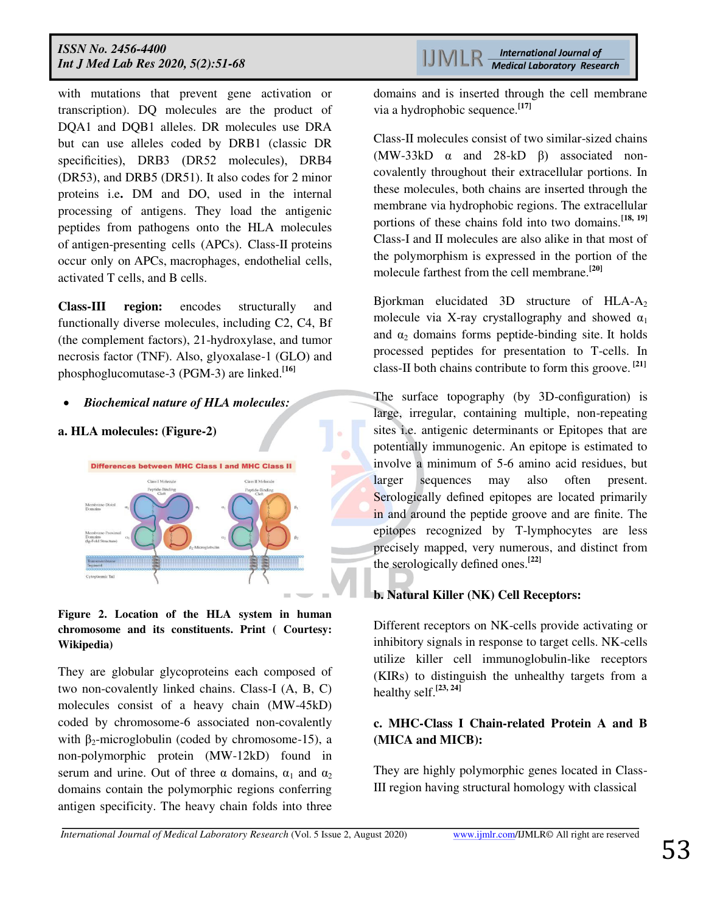with mutations that prevent gene activation or transcription). DQ molecules are the product of DQA1 and DQB1 alleles. DR molecules use DRA but can use alleles coded by DRB1 (classic DR specificities), DRB3 (DR52 molecules), DRB4 (DR53), and DRB5 (DR51). It also codes for 2 minor proteins i.e**.** DM and DO, used in the internal processing of antigens. They load the antigenic peptides from pathogens onto the HLA molecules of antigen-presenting cells (APCs). Class-II proteins occur only on APCs, macrophages, endothelial cells, activated T cells, and B cells.

**Class-III region:** encodes structurally and functionally diverse molecules, including C2, C4, Bf (the complement factors), 21-hydroxylase, and tumor necrosis factor (TNF). Also, glyoxalase-1 (GLO) and phosphoglucomutase-3 (PGM-3) are linked.[16]

- ***Biochemical nature of HLA molecules:***

**a. HLA molecules: (Figure-2)**

**Figure 2. Location of the HLA system in human chromosome and its constituents. Print ( Courtesy: Wikipedia)**

They are globular glycoproteins each composed of two non-covalently linked chains. Class-I (A, B, C) molecules consist of a heavy chain (MW-45kD) coded by chromosome-6 associated non-covalently with $\beta_2$-microglobulin (coded by chromosome-15), a non-polymorphic protein (MW-12kD) found in serum and urine. Out of three α domains, $\alpha_1$ and $\alpha_2$ domains contain the polymorphic regions conferring antigen specificity. The heavy chain folds into three domains and is inserted through the cell membrane via a hydrophobic sequence.[17]

Class-II molecules consist of two similar-sized chains (MW-33kD α and 28-kD β) associated non-covalently throughout their extracellular portions. In these molecules, both chains are inserted through the membrane via hydrophobic regions. The extracellular portions of these chains fold into two domains.[18, 19] Class-I and II molecules are also alike in that most of the polymorphism is expressed in the portion of the molecule farthest from the cell membrane.[20]

Bjorkman elucidated 3D structure of HLA-$A_2$ molecule via X-ray crystallography and showed $\alpha_1$ and $\alpha_2$ domains forms peptide-binding site. It holds processed peptides for presentation to T-cells. In class-II both chains contribute to form this groove. [21]

The surface topography (by 3D-configuration) is large, irregular, containing multiple, non-repeating sites i.e. antigenic determinants or Epitopes that are potentially immunogenic. An epitope is estimated to involve a minimum of 5-6 amino acid residues, but larger sequences may also often present. Serologically defined epitopes are located primarily in and around the peptide groove and are finite. The epitopes recognized by T-lymphocytes are less precisely mapped, very numerous, and distinct from the serologically defined ones.[22]

**b. Natural Killer (NK) Cell Receptors:**

Different receptors on NK-cells provide activating or inhibitory signals in response to target cells. NK-cells utilize killer cell immunoglobulin-like receptors (KIRs) to distinguish the unhealthy targets from a healthy self.[23, 24]

**c. MHC-Class I Chain-related Protein A and B (MICA and MICB):**

They are highly polymorphic genes located in Class-III region having structural homology with classical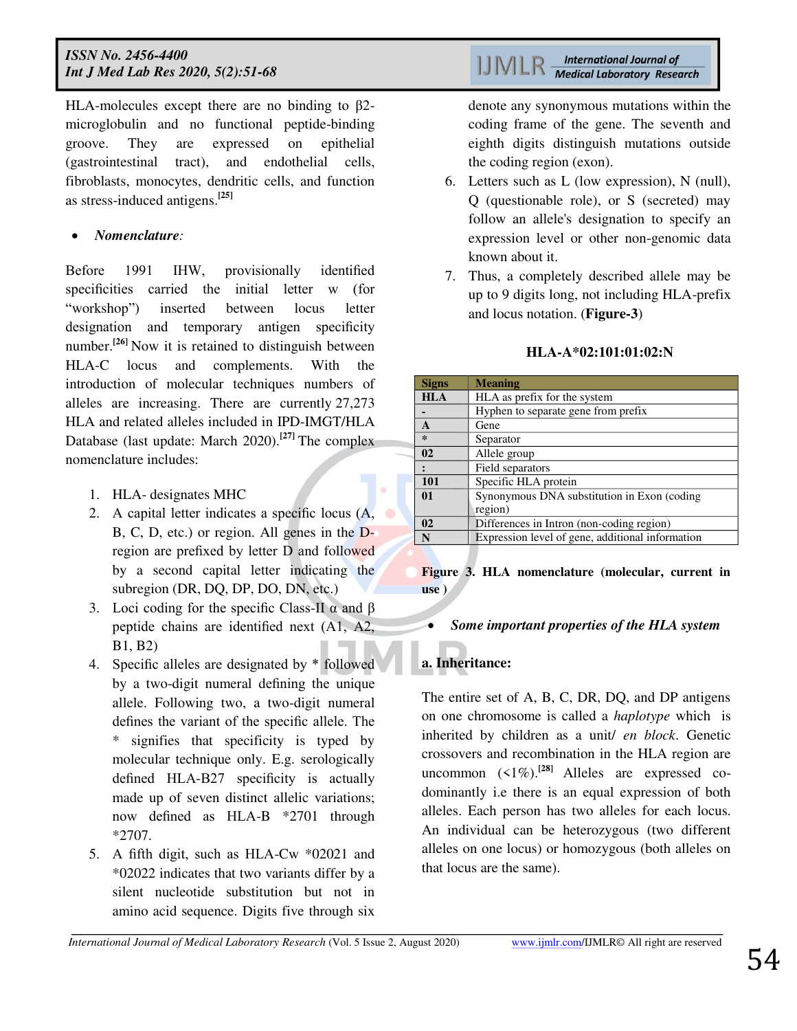HLA-molecules except there are no binding to β2-microglobulin and no functional peptide-binding groove. They are expressed on epithelial (gastrointestinal tract), and endothelial cells, fibroblasts, monocytes, dendritic cells, and function as stress-induced antigens.[25]

- ***Nomenclature**:*

Before 1991 IHW, provisionally identified specificities carried the initial letter w (for "workshop") inserted between locus letter designation and temporary antigen specificity number.[26] Now it is retained to distinguish between HLA-C locus and complements. With the introduction of molecular techniques numbers of alleles are increasing. There are currently 27,273 HLA and related alleles included in IPD-IMGT/HLA Database (last update: March 2020).[27] The complex nomenclature includes:

1. HLA- designates MHC
2. A capital letter indicates a specific locus (A, B, C, D, etc.) or region. All genes in the D-region are prefixed by letter D and followed by a second capital letter indicating the subregion (DR, DQ, DP, DO, DN, etc.)
3. Loci coding for the specific Class-II α and β peptide chains are identified next (A1, A2, B1, B2)
4. Specific alleles are designated by * followed by a two-digit numeral defining the unique allele. Following two, a two-digit numeral defines the variant of the specific allele. The * signifies that specificity is typed by molecular technique only. E.g. serologically defined HLA-B27 specificity is actually made up of seven distinct allelic variations; now defined as HLA-B *2701 through *2707.
5. A fifth digit, such as HLA-Cw *02021 and *02022 indicates that two variants differ by a silent nucleotide substitution but not in amino acid sequence. Digits five through six denote any synonymous mutations within the coding frame of the gene. The seventh and eighth digits distinguish mutations outside the coding region (exon).
6. Letters such as L (low expression), N (null), Q (questionable role), or S (secreted) may follow an allele's designation to specify an expression level or other non-genomic data known about it.
7. Thus, a completely described allele may be up to 9 digits long, not including HLA-prefix and locus notation. (**Figure-3**)

**HLA-A*02:101:01:02:N**

| Signs | Meaning |
|---|---|
| **HLA** | HLA as prefix for the system |
| **-** | Hyphen to separate gene from prefix |
| **A** | Gene |
| * | Separator |
| **02** | Allele group |
| **:** | Field separators |
| **101** | Specific HLA protein |
| **01** | Synonymous DNA substitution in Exon (coding region) |
| **02** | Differences in Intron (non-coding region) |
| **N** | Expression level of gene, additional information |

**Figure 3. HLA nomenclature (molecular, current in use)**

- ***Some important properties of the HLA system***

**a. Inheritance:**

The entire set of A, B, C, DR, DQ, and DP antigens on one chromosome is called a *haplotype* which is inherited by children as a unit/ *en block*. Genetic crossovers and recombination in the HLA region are uncommon (<1%).[28] Alleles are expressed co-dominantly i.e there is an equal expression of both alleles. Each person has two alleles for each locus. An individual can be heterozygous (two different alleles on one locus) or homozygous (both alleles on that locus are the same).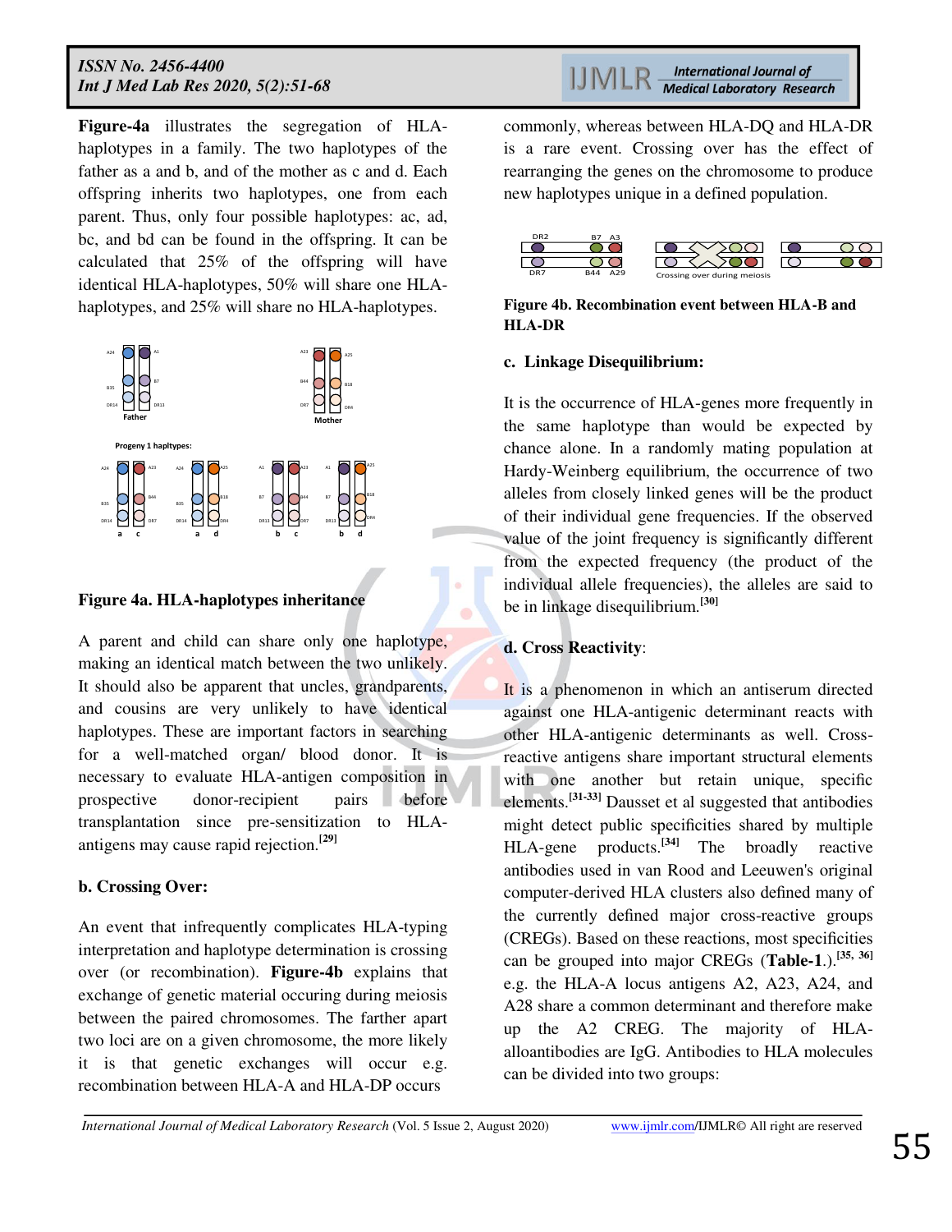**Figure-4a** illustrates the segregation of HLA-haplotypes in a family. The two haplotypes of the father as a and b, and of the mother as c and d. Each offspring inherits two haplotypes, one from each parent. Thus, only four possible haplotypes: ac, ad, bc, and bd can be found in the offspring. It can be calculated that 25% of the offspring will have identical HLA-haplotypes, 50% will share one HLA-haplotypes, and 25% will share no HLA-haplotypes.

**Figure 4a. HLA-haplotypes inheritance**

A parent and child can share only one haplotype, making an identical match between the two unlikely. It should also be apparent that uncles, grandparents, and cousins are very unlikely to have identical haplotypes. These are important factors in searching for a well-matched organ/ blood donor. It is necessary to evaluate HLA-antigen composition in prospective donor-recipient pairs before transplantation since pre-sensitization to HLA-antigens may cause rapid rejection.[29]

**b. Crossing Over:**

An event that infrequently complicates HLA-typing interpretation and haplotype determination is crossing over (or recombination). **Figure-4b** explains that exchange of genetic material occuring during meiosis between the paired chromosomes. The farther apart two loci are on a given chromosome, the more likely it is that genetic exchanges will occur e.g. recombination between HLA-A and HLA-DP occurs commonly, whereas between HLA-DQ and HLA-DR is a rare event. Crossing over has the effect of rearranging the genes on the chromosome to produce new haplotypes unique in a defined population.

**Figure 4b. Recombination event between HLA-B and HLA-DR**

**c. Linkage Disequilibrium:**

It is the occurrence of HLA-genes more frequently in the same haplotype than would be expected by chance alone. In a randomly mating population at Hardy-Weinberg equilibrium, the occurrence of two alleles from closely linked genes will be the product of their individual gene frequencies. If the observed value of the joint frequency is significantly different from the expected frequency (the product of the individual allele frequencies), the alleles are said to be in linkage disequilibrium.[30]

**d. Cross Reactivity**:

It is a phenomenon in which an antiserum directed against one HLA-antigenic determinant reacts with other HLA-antigenic determinants as well. Cross-reactive antigens share important structural elements with one another but retain unique, specific elements.[31-33] Dausset et al suggested that antibodies might detect public specificities shared by multiple HLA-gene products.[34] The broadly reactive antibodies used in van Rood and Leeuwen's original computer-derived HLA clusters also defined many of the currently defined major cross-reactive groups (CREGs). Based on these reactions, most specificities can be grouped into major CREGs (**Table-1**.).[35, 36] e.g. the HLA-A locus antigens A2, A23, A24, and A28 share a common determinant and therefore make up the A2 CREG. The majority of HLA-alloantibodies are IgG. Antibodies to HLA molecules can be divided into two groups: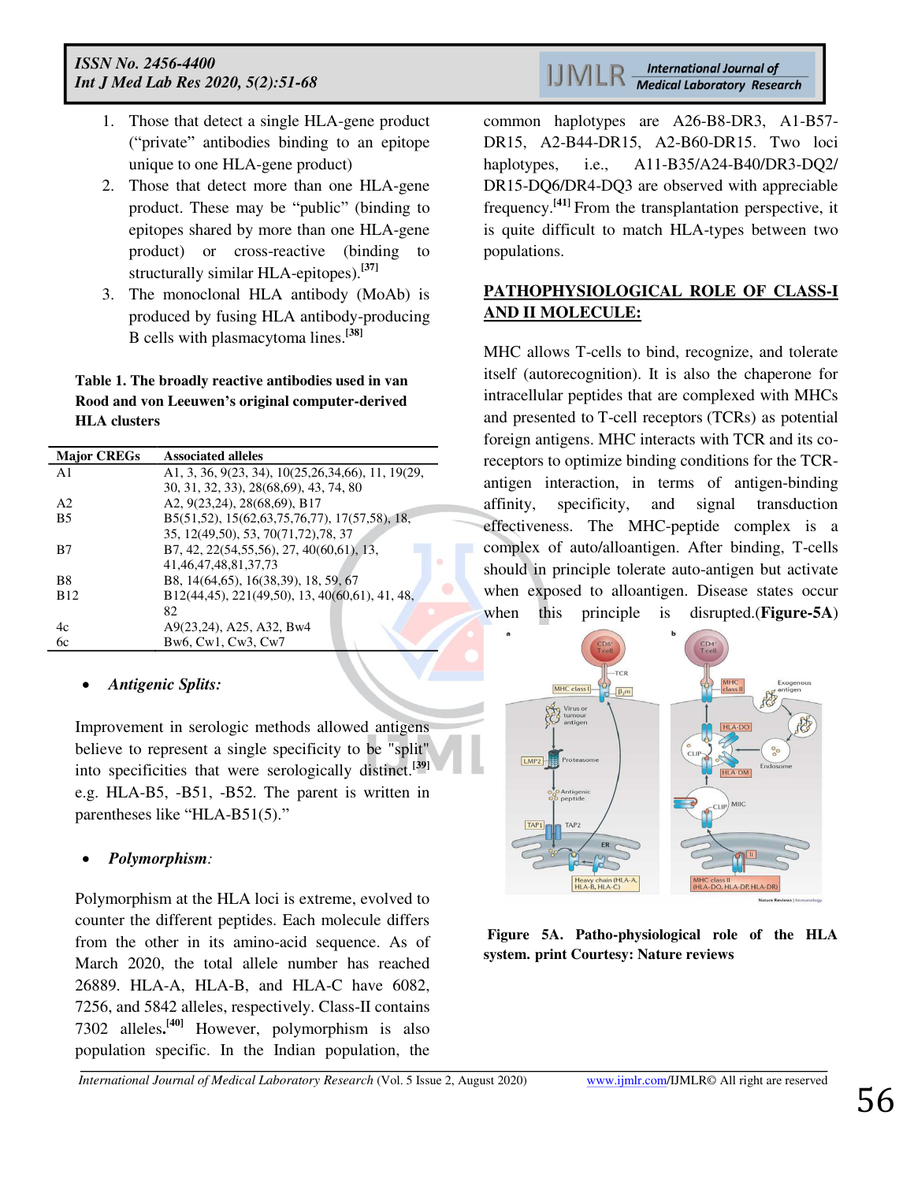1. Those that detect a single HLA-gene product ("private" antibodies binding to an epitope unique to one HLA-gene product)
2. Those that detect more than one HLA-gene product. These may be "public" (binding to epitopes shared by more than one HLA-gene product) or cross-reactive (binding to structurally similar HLA-epitopes).[37]
3. The monoclonal HLA antibody (MoAb) is produced by fusing HLA antibody-producing B cells with plasmacytoma lines.[38]

**Table 1. The broadly reactive antibodies used in van Rood and von Leeuwen's original computer-derived HLA clusters**

| Major CREGs | Associated alleles |
|---|---|
| A1 | A1, 3, 36, 9(23, 34), 10(25,26,34,66), 11, 19(29, 30, 31, 32, 33), 28(68,69), 43, 74, 80 |
| A2 | A2, 9(23,24), 28(68,69), B17 |
| B5 | B5(51,52), 15(62,63,75,76,77), 17(57,58), 18, 35, 12(49,50), 53, 70(71,72),78, 37 |
| B7 | B7, 42, 22(54,55,56), 27, 40(60,61), 13, 41,46,47,48,81,37,73 |
| B8 | B8, 14(64,65), 16(38,39), 18, 59, 67 |
| B12 | B12(44,45), 221(49,50), 13, 40(60,61), 41, 48, 82 |
| 4c | A9(23,24), A25, A32, Bw4 |
| 6c | Bw6, Cw1, Cw3, Cw7 |

- ***Antigenic Splits:***

Improvement in serologic methods allowed antigens believe to represent a single specificity to be "split" into specificities that were serologically distinct.[39] e.g. HLA-B5, -B51, -B52. The parent is written in parentheses like "HLA-B51(5)."

- ***Polymorphism:***

Polymorphism at the HLA loci is extreme, evolved to counter the different peptides. Each molecule differs from the other in its amino-acid sequence. As of March 2020, the total allele number has reached 26889. HLA-A, HLA-B, and HLA-C have 6082, 7256, and 5842 alleles, respectively. Class-II contains 7302 alleles.[40] However, polymorphism is also population specific. In the Indian population, the common haplotypes are A26-B8-DR3, A1-B57-DR15, A2-B44-DR15, A2-B60-DR15. Two loci haplotypes, i.e., A11-B35/A24-B40/DR3-DQ2/ DR15-DQ6/DR4-DQ3 are observed with appreciable frequency.[41] From the transplantation perspective, it is quite difficult to match HLA-types between two populations.

## PATHOPHYSIOLOGICAL ROLE OF CLASS-I AND II MOLECULE:

MHC allows T-cells to bind, recognize, and tolerate itself (autorecognition). It is also the chaperone for intracellular peptides that are complexed with MHCs and presented to T-cell receptors (TCRs) as potential foreign antigens. MHC interacts with TCR and its co-receptors to optimize binding conditions for the TCR-antigen interaction, in terms of antigen-binding affinity, specificity, and signal transduction effectiveness. The MHC-peptide complex is a complex of auto/alloantigen. After binding, T-cells should in principle tolerate auto-antigen but activate when exposed to alloantigen. Disease states occur when this principle is disrupted.(**Figure-5A**)

**Figure 5A. Patho-physiological role of the HLA system. print Courtesy: Nature reviews**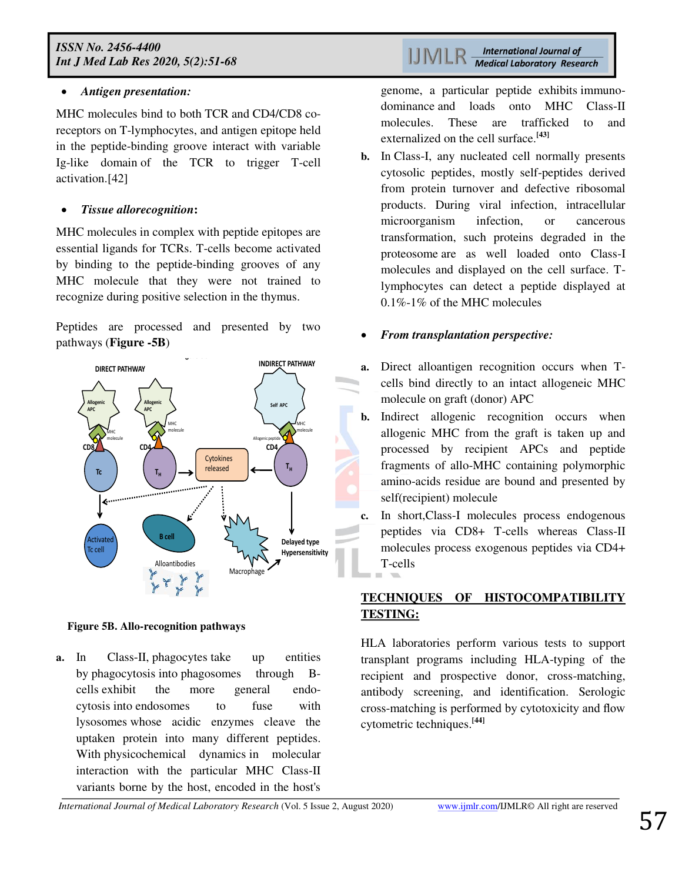- ***Antigen presentation:***

MHC molecules bind to both TCR and CD4/CD8 co-receptors on T-lymphocytes, and antigen epitope held in the peptide-binding groove interact with variable Ig-like domain of the TCR to trigger T-cell activation.[42]

- ***Tissue allorecognition*:**

MHC molecules in complex with peptide epitopes are essential ligands for TCRs. T-cells become activated by binding to the peptide-binding grooves of any MHC molecule that they were not trained to recognize during positive selection in the thymus.

Peptides are processed and presented by two pathways (**Figure -5B**)

**Figure 5B. Allo-recognition pathways**

**a.** In Class-II, phagocytes take up entities by phagocytosis into phagosomes through B-cells exhibit the more general endo-cytosis into endosomes to fuse with lysosomes whose acidic enzymes cleave the uptaken protein into many different peptides. With physicochemical dynamics in molecular interaction with the particular MHC Class-II variants borne by the host, encoded in the host's genome, a particular peptide exhibits immuno-dominance and loads onto MHC Class-II molecules. These are trafficked to and externalized on the cell surface.[43]

**b.** In Class-I, any nucleated cell normally presents cytosolic peptides, mostly self-peptides derived from protein turnover and defective ribosomal products. During viral infection, intracellular microorganism infection, or cancerous transformation, such proteins degraded in the proteosome are as well loaded onto Class-I molecules and displayed on the cell surface. T-lymphocytes can detect a peptide displayed at 0.1%-1% of the MHC molecules

- ***From transplantation perspective:***

**a.** Direct alloantigen recognition occurs when T-cells bind directly to an intact allogeneic MHC molecule on graft (donor) APC

**b.** Indirect allogenic recognition occurs when allogenic MHC from the graft is taken up and processed by recipient APCs and peptide fragments of allo-MHC containing polymorphic amino-acids residue are bound and presented by self(recipient) molecule

**c.** In short,Class-I molecules process endogenous peptides via CD8+ T-cells whereas Class-II molecules process exogenous peptides via CD4+ T-cells

## TECHNIQUES OF HISTOCOMPATIBILITY TESTING:

HLA laboratories perform various tests to support transplant programs including HLA-typing of the recipient and prospective donor, cross-matching, antibody screening, and identification. Serologic cross-matching is performed by cytotoxicity and flow cytometric techniques.[44]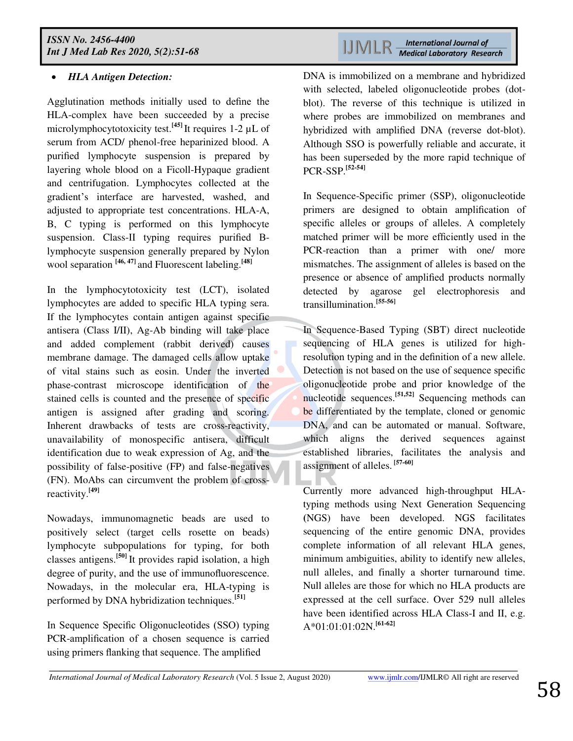- ***HLA Antigen Detection:***

Agglutination methods initially used to define the HLA-complex have been succeeded by a precise microlymphocytotoxicity test.[45] It requires 1-2 µL of serum from ACD/ phenol-free heparinized blood. A purified lymphocyte suspension is prepared by layering whole blood on a Ficoll-Hypaque gradient and centrifugation. Lymphocytes collected at the gradient's interface are harvested, washed, and adjusted to appropriate test concentrations. HLA-A, B, C typing is performed on this lymphocyte suspension. Class-II typing requires purified B-lymphocyte suspension generally prepared by Nylon wool separation [46, 47] and Fluorescent labeling.[48]

In the lymphocytotoxicity test (LCT), isolated lymphocytes are added to specific HLA typing sera. If the lymphocytes contain antigen against specific antisera (Class I/II), Ag-Ab binding will take place and added complement (rabbit derived) causes membrane damage. The damaged cells allow uptake of vital stains such as eosin. Under the inverted phase-contrast microscope identification of the stained cells is counted and the presence of specific antigen is assigned after grading and scoring. Inherent drawbacks of tests are cross-reactivity, unavailability of monospecific antisera, difficult identification due to weak expression of Ag, and the possibility of false-positive (FP) and false-negatives (FN). MoAbs can circumvent the problem of cross-reactivity.[49]

Nowadays, immunomagnetic beads are used to positively select (target cells rosette on beads) lymphocyte subpopulations for typing, for both classes antigens.[50] It provides rapid isolation, a high degree of purity, and the use of immunofluorescence. Nowadays, in the molecular era, HLA-typing is performed by DNA hybridization techniques.[51]

In Sequence Specific Oligonucleotides (SSO) typing PCR-amplification of a chosen sequence is carried using primers flanking that sequence. The amplified DNA is immobilized on a membrane and hybridized with selected, labeled oligonucleotide probes (dot-blot). The reverse of this technique is utilized in where probes are immobilized on membranes and hybridized with amplified DNA (reverse dot-blot). Although SSO is powerfully reliable and accurate, it has been superseded by the more rapid technique of PCR-SSP.[52-54]

In Sequence-Specific primer (SSP), oligonucleotide primers are designed to obtain amplification of specific alleles or groups of alleles. A completely matched primer will be more efficiently used in the PCR-reaction than a primer with one/ more mismatches. The assignment of alleles is based on the presence or absence of amplified products normally detected by agarose gel electrophoresis and transillumination.[55-56]

In Sequence-Based Typing (SBT) direct nucleotide sequencing of HLA genes is utilized for high-resolution typing and in the definition of a new allele. Detection is not based on the use of sequence specific oligonucleotide probe and prior knowledge of the nucleotide sequences.[51,52] Sequencing methods can be differentiated by the template, cloned or genomic DNA, and can be automated or manual. Software, which aligns the derived sequences against established libraries, facilitates the analysis and assignment of alleles. [57-60]

Currently more advanced high-throughput HLA-typing methods using Next Generation Sequencing (NGS) have been developed. NGS facilitates sequencing of the entire genomic DNA, provides complete information of all relevant HLA genes, minimum ambiguities, ability to identify new alleles, null alleles, and finally a shorter turnaround time. Null alleles are those for which no HLA products are expressed at the cell surface. Over 529 null alleles have been identified across HLA Class-I and II, e.g. A*01:01:01:02N.[61-62]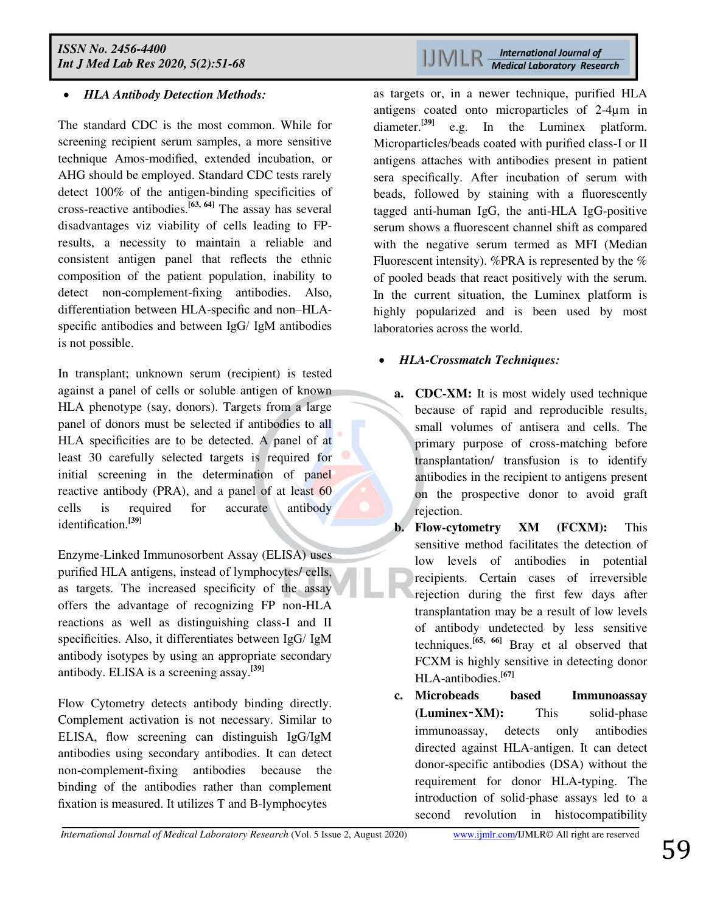- ***HLA Antibody Detection Methods:***

The standard CDC is the most common. While for screening recipient serum samples, a more sensitive technique Amos-modified, extended incubation, or AHG should be employed. Standard CDC tests rarely detect 100% of the antigen-binding specificities of cross-reactive antibodies.[63, 64] The assay has several disadvantages viz viability of cells leading to FP-results, a necessity to maintain a reliable and consistent antigen panel that reflects the ethnic composition of the patient population, inability to detect non-complement-fixing antibodies. Also, differentiation between HLA-specific and non–HLA-specific antibodies and between IgG/ IgM antibodies is not possible.

In transplant; unknown serum (recipient) is tested against a panel of cells or soluble antigen of known HLA phenotype (say, donors). Targets from a large panel of donors must be selected if antibodies to all HLA specificities are to be detected. A panel of at least 30 carefully selected targets is required for initial screening in the determination of panel reactive antibody (PRA), and a panel of at least 60 cells is required for accurate antibody identification.[39]

Enzyme-Linked Immunosorbent Assay (ELISA) uses purified HLA antigens, instead of lymphocytes/ cells, as targets. The increased specificity of the assay offers the advantage of recognizing FP non-HLA reactions as well as distinguishing class-I and II specificities. Also, it differentiates between IgG/ IgM antibody isotypes by using an appropriate secondary antibody. ELISA is a screening assay.[39]

Flow Cytometry detects antibody binding directly. Complement activation is not necessary. Similar to ELISA, flow screening can distinguish IgG/IgM antibodies using secondary antibodies. It can detect non-complement-fixing antibodies because the binding of the antibodies rather than complement fixation is measured. It utilizes T and B-lymphocytes as targets or, in a newer technique, purified HLA antigens coated onto microparticles of 2-4μm in diameter.[39] e.g. In the Luminex platform. Microparticles/beads coated with purified class-I or II antigens attaches with antibodies present in patient sera specifically. After incubation of serum with beads, followed by staining with a fluorescently tagged anti-human IgG, the anti-HLA IgG-positive serum shows a fluorescent channel shift as compared with the negative serum termed as MFI (Median Fluorescent intensity). %PRA is represented by the % of pooled beads that react positively with the serum. In the current situation, the Luminex platform is highly popularized and is been used by most laboratories across the world.

- ***HLA-Crossmatch Techniques:***

  a. **CDC-XM:** It is most widely used technique because of rapid and reproducible results, small volumes of antisera and cells. The primary purpose of cross-matching before transplantation/ transfusion is to identify antibodies in the recipient to antigens present on the prospective donor to avoid graft rejection.
  b. **Flow-cytometry XM (FCXM):** This sensitive method facilitates the detection of low levels of antibodies in potential recipients. Certain cases of irreversible rejection during the first few days after transplantation may be a result of low levels of antibody undetected by less sensitive techniques.[65, 66] Bray et al observed that FCXM is highly sensitive in detecting donor HLA-antibodies.[67]
  c. **Microbeads based Immunoassay (Luminex-XM):** This solid-phase immunoassay, detects only antibodies directed against HLA-antigen. It can detect donor-specific antibodies (DSA) without the requirement for donor HLA-typing. The introduction of solid-phase assays led to a second revolution in histocompatibility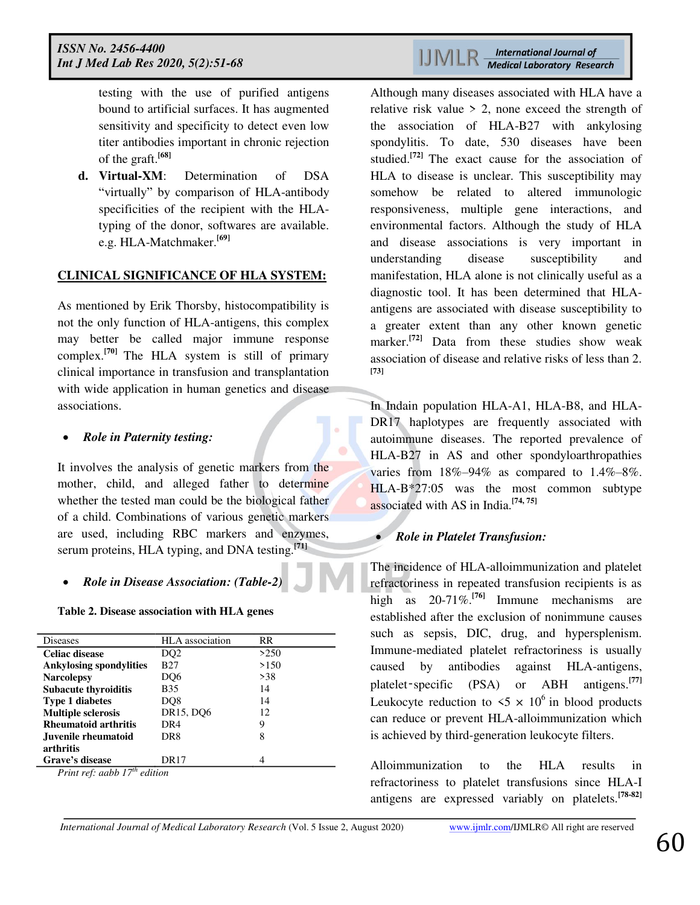testing with the use of purified antigens bound to artificial surfaces. It has augmented sensitivity and specificity to detect even low titer antibodies important in chronic rejection of the graft.[68]

d. **Virtual-XM**: Determination of DSA "virtually" by comparison of HLA-antibody specificities of the recipient with the HLA-typing of the donor, softwares are available. e.g. HLA-Matchmaker.[69]

## CLINICAL SIGNIFICANCE OF HLA SYSTEM:

As mentioned by Erik Thorsby, histocompatibility is not the only function of HLA-antigens, this complex may better be called major immune response complex.[70] The HLA system is still of primary clinical importance in transfusion and transplantation with wide application in human genetics and disease associations.

- ***Role in Paternity testing:***

It involves the analysis of genetic markers from the mother, child, and alleged father to determine whether the tested man could be the biological father of a child. Combinations of various genetic markers are used, including RBC markers and enzymes, serum proteins, HLA typing, and DNA testing.[71]

- ***Role in Disease Association: (Table-2)***

**Table 2. Disease association with HLA genes**

| Diseases | HLA association | RR |
|---|---|---|
| **Celiac disease** | DQ2 | >250 |
| **Ankylosing spondylites** | B27 | >150 |
| **Narcolepsy** | DQ6 | >38 |
| **Subacute thyroiditis** | B35 | 14 |
| **Type 1 diabetes** | DQ8 | 14 |
| **Multiple sclerosis** | DR15, DQ6 | 12 |
| **Rheumatoid arthritis** | DR4 | 9 |
| **Juvenile rheumatoid arthritis** | DR8 | 8 |
| **Grave's disease** | DR17 | 4 |

*Print ref: aabb 17th edition*

Although many diseases associated with HLA have a relative risk value > 2, none exceed the strength of the association of HLA-B27 with ankylosing spondylitis. To date, 530 diseases have been studied.[72] The exact cause for the association of HLA to disease is unclear. This susceptibility may somehow be related to altered immunologic responsiveness, multiple gene interactions, and environmental factors. Although the study of HLA and disease associations is very important in understanding disease susceptibility and manifestation, HLA alone is not clinically useful as a diagnostic tool. It has been determined that HLA-antigens are associated with disease susceptibility to a greater extent than any other known genetic marker.[72] Data from these studies show weak association of disease and relative risks of less than 2.[73]

In Indain population HLA-A1, HLA-B8, and HLA-DR17 haplotypes are frequently associated with autoimmune diseases. The reported prevalence of HLA-B27 in AS and other spondyloarthropathies varies from 18%–94% as compared to 1.4%–8%. HLA-B*27:05 was the most common subtype associated with AS in India.[74, 75]

- ***Role in Platelet Transfusion:***

The incidence of HLA-alloimmunization and platelet refractoriness in repeated transfusion recipients is as high as 20-71%.[76] Immune mechanisms are established after the exclusion of nonimmune causes such as sepsis, DIC, drug, and hypersplenism. Immune-mediated platelet refractoriness is usually caused by antibodies against HLA-antigens, platelet-specific (PSA) or ABH antigens.[77] Leukocyte reduction to $<5 \times 10^6$ in blood products can reduce or prevent HLA-alloimmunization which is achieved by third-generation leukocyte filters.

Alloimmunization to the HLA results in refractoriness to platelet transfusions since HLA-I antigens are expressed variably on platelets.[78-82]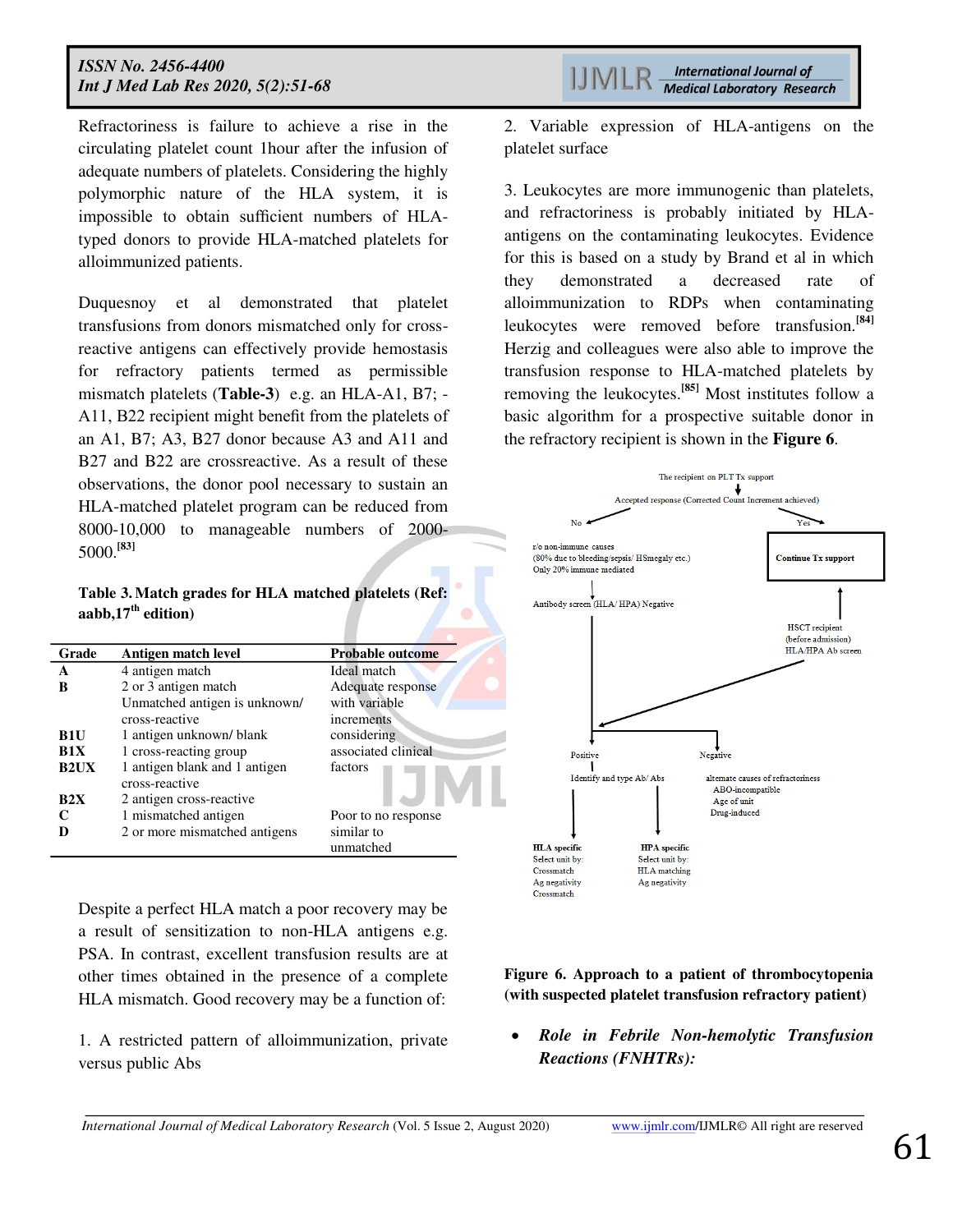Refractoriness is failure to achieve a rise in the circulating platelet count 1hour after the infusion of adequate numbers of platelets. Considering the highly polymorphic nature of the HLA system, it is impossible to obtain sufficient numbers of HLA-typed donors to provide HLA-matched platelets for alloimmunized patients.

Duquesnoy et al demonstrated that platelet transfusions from donors mismatched only for cross-reactive antigens can effectively provide hemostasis for refractory patients termed as permissible mismatch platelets (**Table-3**) e.g. an HLA-A1, B7; -A11, B22 recipient might benefit from the platelets of an A1, B7; A3, B27 donor because A3 and A11 and B27 and B22 are crossreactive. As a result of these observations, the donor pool necessary to sustain an HLA-matched platelet program can be reduced from 8000-10,000 to manageable numbers of 2000-5000.[83]

**Table 3. Match grades for HLA matched platelets (Ref: aabb,17th edition)**

| Grade | Antigen match level | Probable outcome |
|---|---|---|
| **A** | 4 antigen match | Ideal match |
| **B** | 2 or 3 antigen match Unmatched antigen is unknown/ cross-reactive | Adequate response with variable increments considering associated clinical factors |
| **B1U** | 1 antigen unknown/ blank | |
| **B1X** | 1 cross-reacting group | |
| **B2UX** | 1 antigen blank and 1 antigen cross-reactive | |
| **B2X** | 2 antigen cross-reactive | |
| **C** | 1 mismatched antigen | Poor to no response similar to unmatched |
| **D** | 2 or more mismatched antigens | |

Despite a perfect HLA match a poor recovery may be a result of sensitization to non-HLA antigens e.g. PSA. In contrast, excellent transfusion results are at other times obtained in the presence of a complete HLA mismatch. Good recovery may be a function of:

1. A restricted pattern of alloimmunization, private versus public Abs

2. Variable expression of HLA-antigens on the platelet surface

3. Leukocytes are more immunogenic than platelets, and refractoriness is probably initiated by HLA-antigens on the contaminating leukocytes. Evidence for this is based on a study by Brand et al in which they demonstrated a decreased rate of alloimmunization to RDPs when contaminating leukocytes were removed before transfusion.[84] Herzig and colleagues were also able to improve the transfusion response to HLA-matched platelets by removing the leukocytes.[85] Most institutes follow a basic algorithm for a prospective suitable donor in the refractory recipient is shown in the **Figure 6**.

The recipient on PLT Tx support → Accepted response (Corrected Count Increment achieved)

- Yes → **Continue Tx support**
- No → r/o non-immune causes (80% due to bleeding/sepsis/ HSmegaly etc.) Only 20% immune mediated → Antibody screen (HLA/ HPA) Negative
- HSCT recipient (before admission) HLA/HPA Ab screen
- Positive → Identify and type Ab/ Abs
  - **HLA specific** Select unit by: Crossmatch Ag negativity Crossmatch
  - **HPA specific** Select unit by: HLA matching Ag negativity
- Negative → alternate causes of refractoriness: ABO-incompatible, Age of unit, Drug-induced

**Figure 6. Approach to a patient of thrombocytopenia (with suspected platelet transfusion refractory patient)**

- ***Role in Febrile Non-hemolytic Transfusion Reactions (FNHTRs):***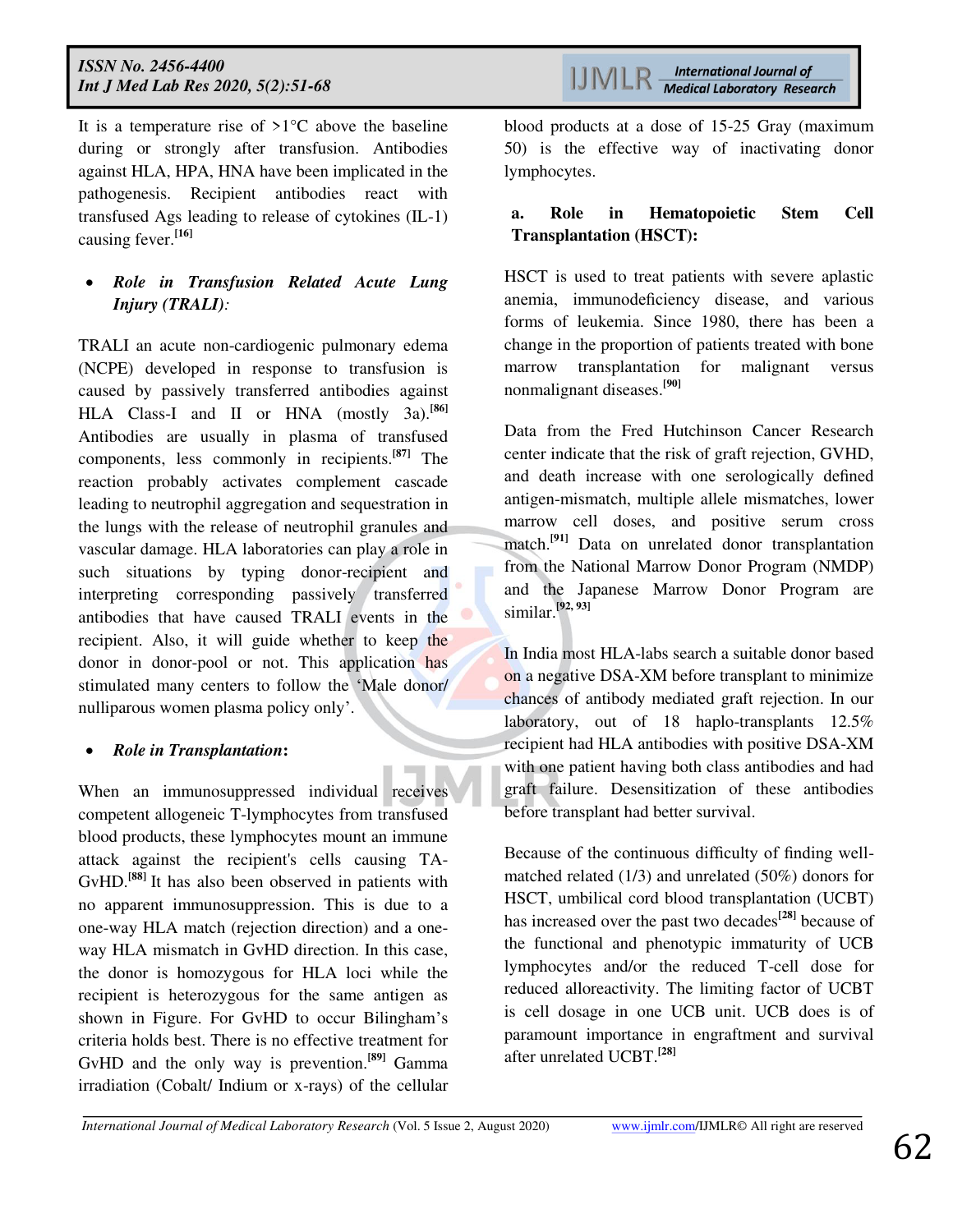It is a temperature rise of >1°C above the baseline during or strongly after transfusion. Antibodies against HLA, HPA, HNA have been implicated in the pathogenesis. Recipient antibodies react with transfused Ags leading to release of cytokines (IL-1) causing fever.[16]

- ***Role in Transfusion Related Acute Lung Injury (TRALI)*:**

TRALI an acute non-cardiogenic pulmonary edema (NCPE) developed in response to transfusion is caused by passively transferred antibodies against HLA Class-I and II or HNA (mostly 3a).[86] Antibodies are usually in plasma of transfused components, less commonly in recipients.[87] The reaction probably activates complement cascade leading to neutrophil aggregation and sequestration in the lungs with the release of neutrophil granules and vascular damage. HLA laboratories can play a role in such situations by typing donor-recipient and interpreting corresponding passively transferred antibodies that have caused TRALI events in the recipient. Also, it will guide whether to keep the donor in donor-pool or not. This application has stimulated many centers to follow the 'Male donor/ nulliparous women plasma policy only'.

- ***Role in Transplantation*:**

When an immunosuppressed individual receives competent allogeneic T-lymphocytes from transfused blood products, these lymphocytes mount an immune attack against the recipient's cells causing TA-GvHD.[88] It has also been observed in patients with no apparent immunosuppression. This is due to a one-way HLA match (rejection direction) and a one-way HLA mismatch in GvHD direction. In this case, the donor is homozygous for HLA loci while the recipient is heterozygous for the same antigen as shown in Figure. For GvHD to occur Bilingham's criteria holds best. There is no effective treatment for GvHD and the only way is prevention.[89] Gamma irradiation (Cobalt/ Indium or x-rays) of the cellular blood products at a dose of 15-25 Gray (maximum 50) is the effective way of inactivating donor lymphocytes.

**a. Role in Hematopoietic Stem Cell Transplantation (HSCT):**

HSCT is used to treat patients with severe aplastic anemia, immunodeficiency disease, and various forms of leukemia. Since 1980, there has been a change in the proportion of patients treated with bone marrow transplantation for malignant versus nonmalignant diseases.[90]

Data from the Fred Hutchinson Cancer Research center indicate that the risk of graft rejection, GVHD, and death increase with one serologically defined antigen-mismatch, multiple allele mismatches, lower marrow cell doses, and positive serum cross match.[91] Data on unrelated donor transplantation from the National Marrow Donor Program (NMDP) and the Japanese Marrow Donor Program are similar.[92, 93]

In India most HLA-labs search a suitable donor based on a negative DSA-XM before transplant to minimize chances of antibody mediated graft rejection. In our laboratory, out of 18 haplo-transplants 12.5% recipient had HLA antibodies with positive DSA-XM with one patient having both class antibodies and had graft failure. Desensitization of these antibodies before transplant had better survival.

Because of the continuous difficulty of finding well-matched related (1/3) and unrelated (50%) donors for HSCT, umbilical cord blood transplantation (UCBT) has increased over the past two decades[28] because of the functional and phenotypic immaturity of UCB lymphocytes and/or the reduced T-cell dose for reduced alloreactivity. The limiting factor of UCBT is cell dosage in one UCB unit. UCB does is of paramount importance in engraftment and survival after unrelated UCBT.[28]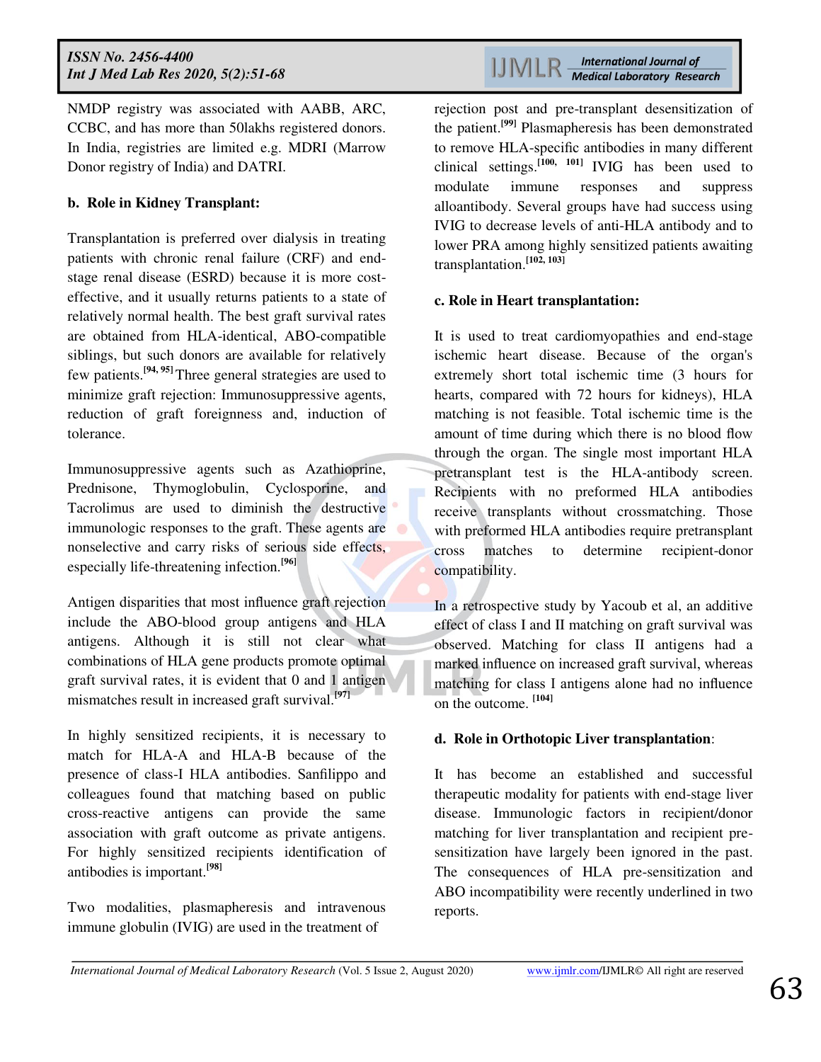NMDP registry was associated with AABB, ARC, CCBC, and has more than 50lakhs registered donors. In India, registries are limited e.g. MDRI (Marrow Donor registry of India) and DATRI.

**b. Role in Kidney Transplant:**

Transplantation is preferred over dialysis in treating patients with chronic renal failure (CRF) and end-stage renal disease (ESRD) because it is more cost-effective, and it usually returns patients to a state of relatively normal health. The best graft survival rates are obtained from HLA-identical, ABO-compatible siblings, but such donors are available for relatively few patients.[94, 95] Three general strategies are used to minimize graft rejection: Immunosuppressive agents, reduction of graft foreignness and, induction of tolerance.

Immunosuppressive agents such as Azathioprine, Prednisone, Thymoglobulin, Cyclosporine, and Tacrolimus are used to diminish the destructive immunologic responses to the graft. These agents are nonselective and carry risks of serious side effects, especially life-threatening infection.[96]

Antigen disparities that most influence graft rejection include the ABO-blood group antigens and HLA antigens. Although it is still not clear what combinations of HLA gene products promote optimal graft survival rates, it is evident that 0 and 1 antigen mismatches result in increased graft survival.[97]

In highly sensitized recipients, it is necessary to match for HLA-A and HLA-B because of the presence of class-I HLA antibodies. Sanfilippo and colleagues found that matching based on public cross-reactive antigens can provide the same association with graft outcome as private antigens. For highly sensitized recipients identification of antibodies is important.[98]

Two modalities, plasmapheresis and intravenous immune globulin (IVIG) are used in the treatment of rejection post and pre-transplant desensitization of the patient.[99] Plasmapheresis has been demonstrated to remove HLA-specific antibodies in many different clinical settings.[100, 101] IVIG has been used to modulate immune responses and suppress alloantibody. Several groups have had success using IVIG to decrease levels of anti-HLA antibody and to lower PRA among highly sensitized patients awaiting transplantation.[102, 103]

**c. Role in Heart transplantation:**

It is used to treat cardiomyopathies and end-stage ischemic heart disease. Because of the organ's extremely short total ischemic time (3 hours for hearts, compared with 72 hours for kidneys), HLA matching is not feasible. Total ischemic time is the amount of time during which there is no blood flow through the organ. The single most important HLA pretransplant test is the HLA-antibody screen. Recipients with no preformed HLA antibodies receive transplants without crossmatching. Those with preformed HLA antibodies require pretransplant cross matches to determine recipient-donor compatibility.

In a retrospective study by Yacoub et al, an additive effect of class I and II matching on graft survival was observed. Matching for class II antigens had a marked influence on increased graft survival, whereas matching for class I antigens alone had no influence on the outcome. [104]

**d. Role in Orthotopic Liver transplantation**:

It has become an established and successful therapeutic modality for patients with end-stage liver disease. Immunologic factors in recipient/donor matching for liver transplantation and recipient pre-sensitization have largely been ignored in the past. The consequences of HLA pre-sensitization and ABO incompatibility were recently underlined in two reports.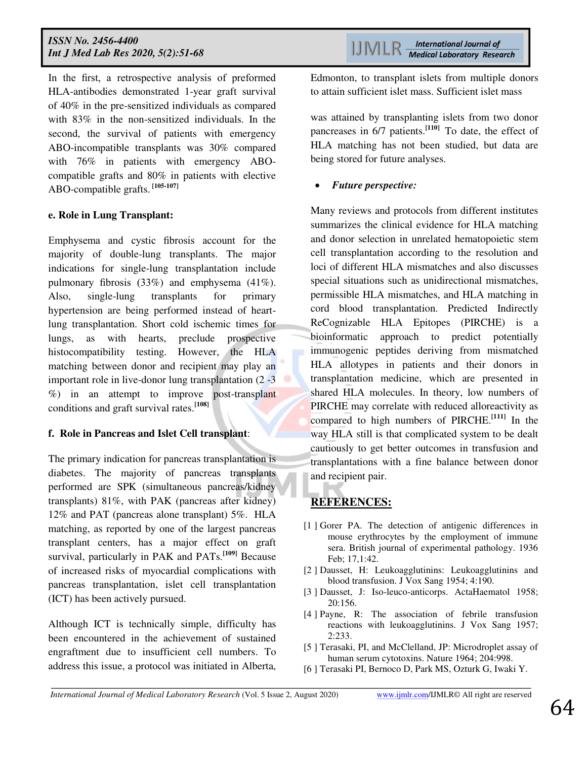In the first, a retrospective analysis of preformed HLA-antibodies demonstrated 1-year graft survival of 40% in the pre-sensitized individuals as compared with 83% in the non-sensitized individuals. In the second, the survival of patients with emergency ABO-incompatible transplants was 30% compared with 76% in patients with emergency ABO-compatible grafts and 80% in patients with elective ABO-compatible grafts.[105-107]

**e. Role in Lung Transplant:**

Emphysema and cystic fibrosis account for the majority of double-lung transplants. The major indications for single-lung transplantation include pulmonary fibrosis (33%) and emphysema (41%). Also, single-lung transplants for primary hypertension are being performed instead of heart-lung transplantation. Short cold ischemic times for lungs, as with hearts, preclude prospective histocompatibility testing. However, the HLA matching between donor and recipient may play an important role in live-donor lung transplantation (2 -3 %) in an attempt to improve post-transplant conditions and graft survival rates.[108]

**f. Role in Pancreas and Islet Cell transplant**:

The primary indication for pancreas transplantation is diabetes. The majority of pancreas transplants performed are SPK (simultaneous pancreas/kidney transplants) 81%, with PAK (pancreas after kidney) 12% and PAT (pancreas alone transplant) 5%. HLA matching, as reported by one of the largest pancreas transplant centers, has a major effect on graft survival, particularly in PAK and PATs.[109] Because of increased risks of myocardial complications with pancreas transplantation, islet cell transplantation (ICT) has been actively pursued.

Although ICT is technically simple, difficulty has been encountered in the achievement of sustained engraftment due to insufficient cell numbers. To address this issue, a protocol was initiated in Alberta, Edmonton, to transplant islets from multiple donors to attain sufficient islet mass. Sufficient islet mass

was attained by transplanting islets from two donor pancreases in 6/7 patients.[110] To date, the effect of HLA matching has not been studied, but data are being stored for future analyses.

- ***Future perspective:***

Many reviews and protocols from different institutes summarizes the clinical evidence for HLA matching and donor selection in unrelated hematopoietic stem cell transplantation according to the resolution and loci of different HLA mismatches and also discusses special situations such as unidirectional mismatches, permissible HLA mismatches, and HLA matching in cord blood transplantation. Predicted Indirectly ReCognizable HLA Epitopes (PIRCHE) is a bioinformatic approach to predict potentially immunogenic peptides deriving from mismatched HLA allotypes in patients and their donors in transplantation medicine, which are presented in shared HLA molecules. In theory, low numbers of PIRCHE may correlate with reduced alloreactivity as compared to high numbers of PIRCHE.[111] In the way HLA still is that complicated system to be dealt cautiously to get better outcomes in transfusion and transplantations with a fine balance between donor and recipient pair.

## REFERENCES:

[1 ] Gorer PA. The detection of antigenic differences in mouse erythrocytes by the employment of immune sera. British journal of experimental pathology. 1936 Feb; 17,1:42.

[2 ] Dausset, H: Leukoagglutinins: Leukoagglutinins and blood transfusion. J Vox Sang 1954; 4:190.

[3 ] Dausset, J: Iso-leuco-anticorps. ActaHaematol 1958; 20:156.

[4 ] Payne, R: The association of febrile transfusion reactions with leukoagglutinins. J Vox Sang 1957; 2:233.

[5 ] Terasaki, PI, and McClelland, JP: Microdroplet assay of human serum cytotoxins. Nature 1964; 204:998.

[6 ] Terasaki PI, Bernoco D, Park MS, Ozturk G, Iwaki Y.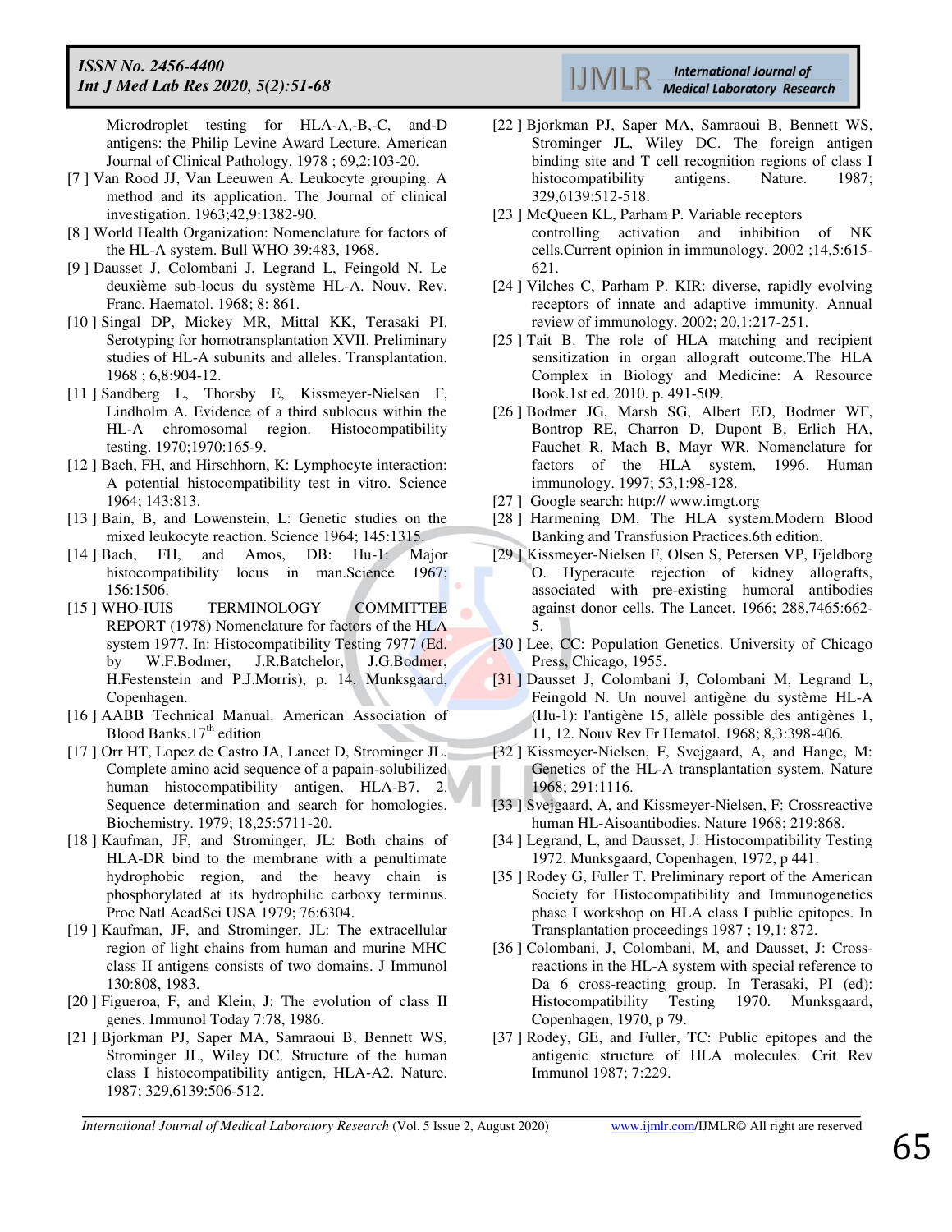Microdroplet testing for HLA-A,-B,-C, and-D antigens: the Philip Levine Award Lecture. American Journal of Clinical Pathology. 1978 ; 69,2:103-20.

[7 ] Van Rood JJ, Van Leeuwen A. Leukocyte grouping. A method and its application. The Journal of clinical investigation. 1963;42,9:1382-90.

[8 ] World Health Organization: Nomenclature for factors of the HL-A system. Bull WHO 39:483, 1968.

[9 ] Dausset J, Colombani J, Legrand L, Feingold N. Le deuxième sub-locus du système HL-A. Nouv. Rev. Franc. Haematol. 1968; 8: 861.

[10 ] Singal DP, Mickey MR, Mittal KK, Terasaki PI. Serotyping for homotransplantation XVII. Preliminary studies of HL-A subunits and alleles. Transplantation. 1968 ; 6,8:904-12.

[11 ] Sandberg L, Thorsby E, Kissmeyer-Nielsen F, Lindholm A. Evidence of a third sublocus within the HL-A chromosomal region. Histocompatibility testing. 1970;1970:165-9.

[12 ] Bach, FH, and Hirschhorn, K: Lymphocyte interaction: A potential histocompatibility test in vitro. Science 1964; 143:813.

[13 ] Bain, B, and Lowenstein, L: Genetic studies on the mixed leukocyte reaction. Science 1964; 145:1315.

[14 ] Bach, FH, and Amos, DB: Hu-1: Major histocompatibility locus in man.Science 1967; 156:1506.

[15 ] WHO-IUIS TERMINOLOGY COMMITTEE REPORT (1978) Nomenclature for factors of the HLA system 1977. In: Histocompatibility Testing 7977 (Ed. by W.F.Bodmer, J.R.Batchelor, J.G.Bodmer, H.Festenstein and P.J.Morris), p. 14. Munksgaard, Copenhagen.

[16 ] AABB Technical Manual. American Association of Blood Banks.17th edition

[17 ] Orr HT, Lopez de Castro JA, Lancet D, Strominger JL. Complete amino acid sequence of a papain-solubilized human histocompatibility antigen, HLA-B7. 2. Sequence determination and search for homologies. Biochemistry. 1979; 18,25:5711-20.

[18 ] Kaufman, JF, and Strominger, JL: Both chains of HLA-DR bind to the membrane with a penultimate hydrophobic region, and the heavy chain is phosphorylated at its hydrophilic carboxy terminus. Proc Natl AcadSci USA 1979; 76:6304.

[19 ] Kaufman, JF, and Strominger, JL: The extracellular region of light chains from human and murine MHC class II antigens consists of two domains. J Immunol 130:808, 1983.

[20 ] Figueroa, F, and Klein, J: The evolution of class II genes. Immunol Today 7:78, 1986.

[21 ] Bjorkman PJ, Saper MA, Samraoui B, Bennett WS, Strominger JL, Wiley DC. Structure of the human class I histocompatibility antigen, HLA-A2. Nature. 1987; 329,6139:506-512.

[22 ] Bjorkman PJ, Saper MA, Samraoui B, Bennett WS, Strominger JL, Wiley DC. The foreign antigen binding site and T cell recognition regions of class I histocompatibility antigens. Nature. 1987; 329,6139:512-518.

[23 ] McQueen KL, Parham P. Variable receptors controlling activation and inhibition of NK cells.Current opinion in immunology. 2002 ;14,5:615-621.

[24 ] Vilches C, Parham P. KIR: diverse, rapidly evolving receptors of innate and adaptive immunity. Annual review of immunology. 2002; 20,1:217-251.

[25 ] Tait B. The role of HLA matching and recipient sensitization in organ allograft outcome.The HLA Complex in Biology and Medicine: A Resource Book.1st ed. 2010. p. 491-509.

[26 ] Bodmer JG, Marsh SG, Albert ED, Bodmer WF, Bontrop RE, Charron D, Dupont B, Erlich HA, Fauchet R, Mach B, Mayr WR. Nomenclature for factors of the HLA system, 1996. Human immunology. 1997; 53,1:98-128.

[27 ] Google search: http:// www.imgt.org

[28 ] Harmening DM. The HLA system.Modern Blood Banking and Transfusion Practices.6th edition.

[29 ] Kissmeyer-Nielsen F, Olsen S, Petersen VP, Fjeldborg O. Hyperacute rejection of kidney allografts, associated with pre-existing humoral antibodies against donor cells. The Lancet. 1966; 288,7465:662-5.

[30 ] Lee, CC: Population Genetics. University of Chicago Press, Chicago, 1955.

[31 ] Dausset J, Colombani J, Colombani M, Legrand L, Feingold N. Un nouvel antigène du système HL-A (Hu-1): l'antigène 15, allèle possible des antigènes 1, 11, 12. Nouv Rev Fr Hematol. 1968; 8,3:398-406.

[32 ] Kissmeyer-Nielsen, F, Svejgaard, A, and Hange, M: Genetics of the HL-A transplantation system. Nature 1968; 291:1116.

[33 ] Svejgaard, A, and Kissmeyer-Nielsen, F: Crossreactive human HL-Aisoantibodies. Nature 1968; 219:868.

[34 ] Legrand, L, and Dausset, J: Histocompatibility Testing 1972. Munksgaard, Copenhagen, 1972, p 441.

[35 ] Rodey G, Fuller T. Preliminary report of the American Society for Histocompatibility and Immunogenetics phase I workshop on HLA class I public epitopes. In Transplantation proceedings 1987 ; 19,1: 872.

[36 ] Colombani, J, Colombani, M, and Dausset, J: Cross-reactions in the HL-A system with special reference to Da 6 cross-reacting group. In Terasaki, PI (ed): Histocompatibility Testing 1970. Munksgaard, Copenhagen, 1970, p 79.

[37 ] Rodey, GE, and Fuller, TC: Public epitopes and the antigenic structure of HLA molecules. Crit Rev Immunol 1987; 7:229.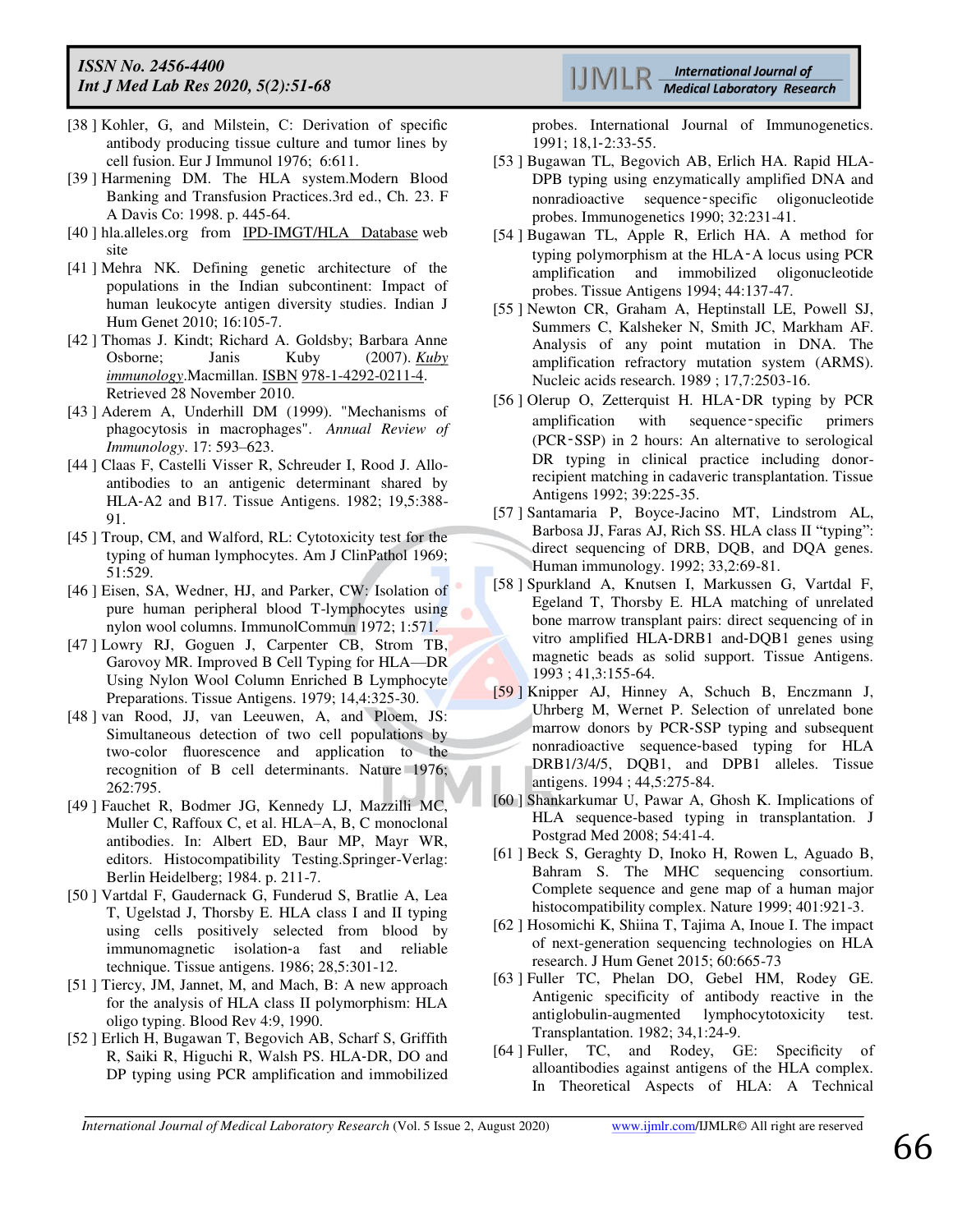[38 ] Kohler, G, and Milstein, C: Derivation of specific antibody producing tissue culture and tumor lines by cell fusion. Eur J Immunol 1976; 6:611.

[39 ] Harmening DM. The HLA system.Modern Blood Banking and Transfusion Practices.3rd ed., Ch. 23. F A Davis Co: 1998. p. 445-64.

[40 ] hla.alleles.org from IPD-IMGT/HLA Database web site

[41 ] Mehra NK. Defining genetic architecture of the populations in the Indian subcontinent: Impact of human leukocyte antigen diversity studies. Indian J Hum Genet 2010; 16:105-7.

[42 ] Thomas J. Kindt; Richard A. Goldsby; Barbara Anne Osborne; Janis Kuby (2007). *Kuby immunology*.Macmillan. ISBN 978-1-4292-0211-4. Retrieved 28 November 2010.

[43 ] Aderem A, Underhill DM (1999). "Mechanisms of phagocytosis in macrophages". *Annual Review of Immunology*. 17: 593–623.

[44 ] Claas F, Castelli Visser R, Schreuder I, Rood J. Allo-antibodies to an antigenic determinant shared by HLA-A2 and B17. Tissue Antigens. 1982; 19,5:388-91.

[45 ] Troup, CM, and Walford, RL: Cytotoxicity test for the typing of human lymphocytes. Am J ClinPathol 1969; 51:529.

[46 ] Eisen, SA, Wedner, HJ, and Parker, CW: Isolation of pure human peripheral blood T-lymphocytes using nylon wool columns. ImmunolCommun 1972; 1:571.

[47 ] Lowry RJ, Goguen J, Carpenter CB, Strom TB, Garovoy MR. Improved B Cell Typing for HLA—DR Using Nylon Wool Column Enriched B Lymphocyte Preparations. Tissue Antigens. 1979; 14,4:325-30.

[48 ] van Rood, JJ, van Leeuwen, A, and Ploem, JS: Simultaneous detection of two cell populations by two-color fluorescence and application to the recognition of B cell determinants. Nature 1976; 262:795.

[49 ] Fauchet R, Bodmer JG, Kennedy LJ, Mazzilli MC, Muller C, Raffoux C, et al. HLA–A, B, C monoclonal antibodies. In: Albert ED, Baur MP, Mayr WR, editors. Histocompatibility Testing.Springer-Verlag: Berlin Heidelberg; 1984. p. 211-7.

[50 ] Vartdal F, Gaudernack G, Funderud S, Bratlie A, Lea T, Ugelstad J, Thorsby E. HLA class I and II typing using cells positively selected from blood by immunomagnetic isolation-a fast and reliable technique. Tissue antigens. 1986; 28,5:301-12.

[51 ] Tiercy, JM, Jannet, M, and Mach, B: A new approach for the analysis of HLA class II polymorphism: HLA oligo typing. Blood Rev 4:9, 1990.

[52 ] Erlich H, Bugawan T, Begovich AB, Scharf S, Griffith R, Saiki R, Higuchi R, Walsh PS. HLA-DR, DO and DP typing using PCR amplification and immobilized probes. International Journal of Immunogenetics. 1991; 18,1-2:33-55.

[53 ] Bugawan TL, Begovich AB, Erlich HA. Rapid HLA-DPB typing using enzymatically amplified DNA and nonradioactive sequence-specific oligonucleotide probes. Immunogenetics 1990; 32:231-41.

[54 ] Bugawan TL, Apple R, Erlich HA. A method for typing polymorphism at the HLA-A locus using PCR amplification and immobilized oligonucleotide probes. Tissue Antigens 1994; 44:137-47.

[55 ] Newton CR, Graham A, Heptinstall LE, Powell SJ, Summers C, Kalsheker N, Smith JC, Markham AF. Analysis of any point mutation in DNA. The amplification refractory mutation system (ARMS). Nucleic acids research. 1989 ; 17,7:2503-16.

[56 ] Olerup O, Zetterquist H. HLA-DR typing by PCR amplification with sequence-specific primers (PCR-SSP) in 2 hours: An alternative to serological DR typing in clinical practice including donor-recipient matching in cadaveric transplantation. Tissue Antigens 1992; 39:225-35.

[57 ] Santamaria P, Boyce-Jacino MT, Lindstrom AL, Barbosa JJ, Faras AJ, Rich SS. HLA class II "typing": direct sequencing of DRB, DQB, and DQA genes. Human immunology. 1992; 33,2:69-81.

[58 ] Spurkland A, Knutsen I, Markussen G, Vartdal F, Egeland T, Thorsby E. HLA matching of unrelated bone marrow transplant pairs: direct sequencing of in vitro amplified HLA-DRB1 and-DQB1 genes using magnetic beads as solid support. Tissue Antigens. 1993 ; 41,3:155-64.

[59 ] Knipper AJ, Hinney A, Schuch B, Enczmann J, Uhrberg M, Wernet P. Selection of unrelated bone marrow donors by PCR-SSP typing and subsequent nonradioactive sequence-based typing for HLA DRB1/3/4/5, DQB1, and DPB1 alleles. Tissue antigens. 1994 ; 44,5:275-84.

[60 ] Shankarkumar U, Pawar A, Ghosh K. Implications of HLA sequence-based typing in transplantation. J Postgrad Med 2008; 54:41-4.

[61 ] Beck S, Geraghty D, Inoko H, Rowen L, Aguado B, Bahram S. The MHC sequencing consortium. Complete sequence and gene map of a human major histocompatibility complex. Nature 1999; 401:921-3.

[62 ] Hosomichi K, Shiina T, Tajima A, Inoue I. The impact of next-generation sequencing technologies on HLA research. J Hum Genet 2015; 60:665-73

[63 ] Fuller TC, Phelan DO, Gebel HM, Rodey GE. Antigenic specificity of antibody reactive in the antiglobulin-augmented lymphocytotoxicity test. Transplantation. 1982; 34,1:24-9.

[64 ] Fuller, TC, and Rodey, GE: Specificity of alloantibodies against antigens of the HLA complex. In Theoretical Aspects of HLA: A Technical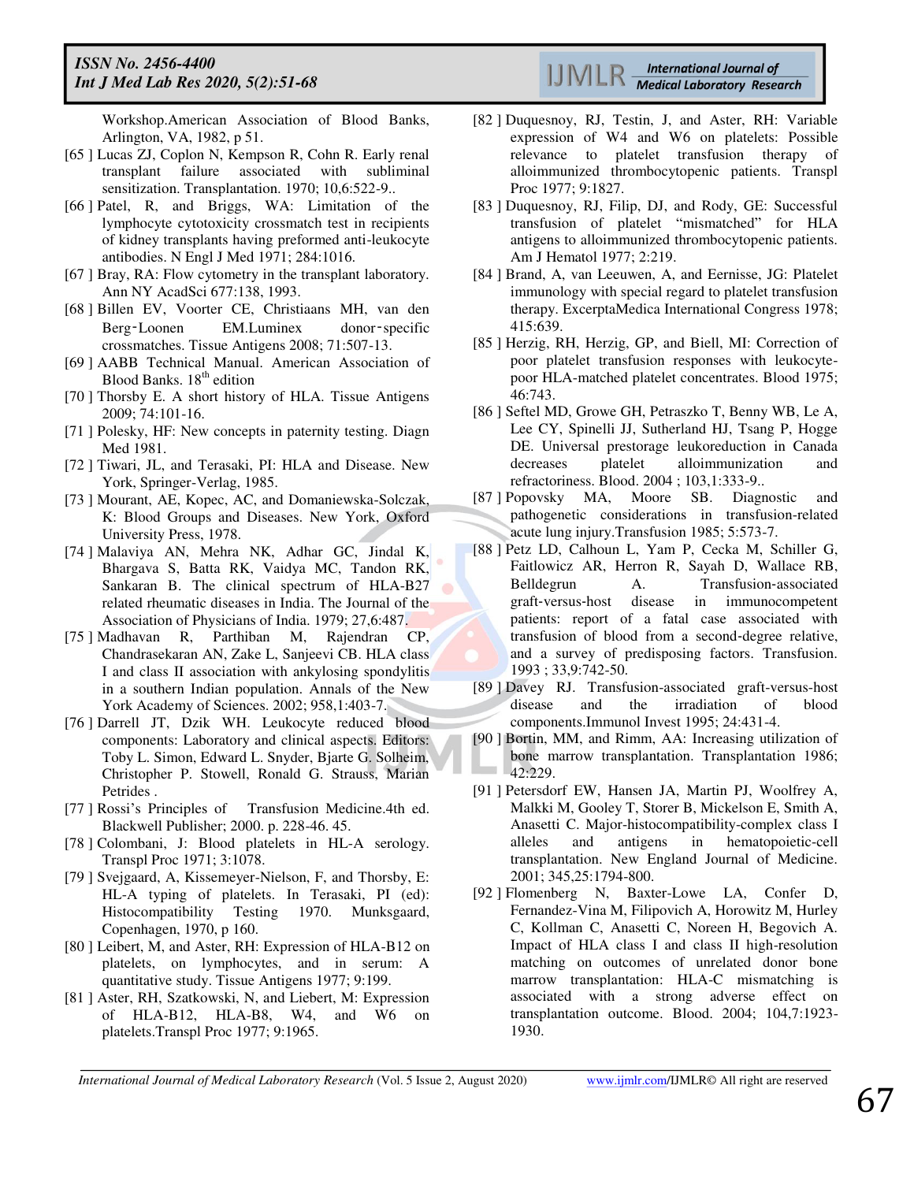Workshop.American Association of Blood Banks, Arlington, VA, 1982, p 51.

[65 ] Lucas ZJ, Coplon N, Kempson R, Cohn R. Early renal transplant failure associated with subliminal sensitization. Transplantation. 1970; 10,6:522-9..

[66 ] Patel, R, and Briggs, WA: Limitation of the lymphocyte cytotoxicity crossmatch test in recipients of kidney transplants having preformed anti-leukocyte antibodies. N Engl J Med 1971; 284:1016.

[67 ] Bray, RA: Flow cytometry in the transplant laboratory. Ann NY AcadSci 677:138, 1993.

[68 ] Billen EV, Voorter CE, Christiaans MH, van den Berg‐Loonen EM.Luminex donor‐specific crossmatches. Tissue Antigens 2008; 71:507-13.

[69 ] AABB Technical Manual. American Association of Blood Banks. 18th edition

[70 ] Thorsby E. A short history of HLA. Tissue Antigens 2009; 74:101-16.

[71 ] Polesky, HF: New concepts in paternity testing. Diagn Med 1981.

[72 ] Tiwari, JL, and Terasaki, PI: HLA and Disease. New York, Springer-Verlag, 1985.

[73 ] Mourant, AE, Kopec, AC, and Domaniewska-Solczak, K: Blood Groups and Diseases. New York, Oxford University Press, 1978.

[74 ] Malaviya AN, Mehra NK, Adhar GC, Jindal K, Bhargava S, Batta RK, Vaidya MC, Tandon RK, Sankaran B. The clinical spectrum of HLA-B27 related rheumatic diseases in India. The Journal of the Association of Physicians of India. 1979; 27,6:487.

[75 ] Madhavan R, Parthiban M, Rajendran CP, Chandrasekaran AN, Zake L, Sanjeevi CB. HLA class I and class II association with ankylosing spondylitis in a southern Indian population. Annals of the New York Academy of Sciences. 2002; 958,1:403-7.

[76 ] Darrell JT, Dzik WH. Leukocyte reduced blood components: Laboratory and clinical aspects. Editors: Toby L. Simon, Edward L. Snyder, Bjarte G. Solheim, Christopher P. Stowell, Ronald G. Strauss, Marian Petrides .

[77 ] Rossi's Principles of Transfusion Medicine.4th ed. Blackwell Publisher; 2000. p. 228-46. 45.

[78 ] Colombani, J: Blood platelets in HL-A serology. Transpl Proc 1971; 3:1078.

[79 ] Svejgaard, A, Kissemeyer-Nielson, F, and Thorsby, E: HL-A typing of platelets. In Terasaki, PI (ed): Histocompatibility Testing 1970. Munksgaard, Copenhagen, 1970, p 160.

[80 ] Leibert, M, and Aster, RH: Expression of HLA-B12 on platelets, on lymphocytes, and in serum: A quantitative study. Tissue Antigens 1977; 9:199.

[81 ] Aster, RH, Szatkowski, N, and Liebert, M: Expression of HLA-B12, HLA-B8, W4, and W6 on platelets.Transpl Proc 1977; 9:1965.

[82 ] Duquesnoy, RJ, Testin, J, and Aster, RH: Variable expression of W4 and W6 on platelets: Possible relevance to platelet transfusion therapy of alloimmunized thrombocytopenic patients. Transpl Proc 1977; 9:1827.

[83 ] Duquesnoy, RJ, Filip, DJ, and Rody, GE: Successful transfusion of platelet "mismatched" for HLA antigens to alloimmunized thrombocytopenic patients. Am J Hematol 1977; 2:219.

[84 ] Brand, A, van Leeuwen, A, and Eernisse, JG: Platelet immunology with special regard to platelet transfusion therapy. ExcerptaMedica International Congress 1978; 415:639.

[85 ] Herzig, RH, Herzig, GP, and Biell, MI: Correction of poor platelet transfusion responses with leukocyte-poor HLA-matched platelet concentrates. Blood 1975; 46:743.

[86 ] Seftel MD, Growe GH, Petraszko T, Benny WB, Le A, Lee CY, Spinelli JJ, Sutherland HJ, Tsang P, Hogge DE. Universal prestorage leukoreduction in Canada decreases platelet alloimmunization and refractoriness. Blood. 2004 ; 103,1:333-9..

[87 ] Popovsky MA, Moore SB. Diagnostic and pathogenetic considerations in transfusion-related acute lung injury.Transfusion 1985; 5:573-7.

[88 ] Petz LD, Calhoun L, Yam P, Cecka M, Schiller G, Faitlowicz AR, Herron R, Sayah D, Wallace RB, Belldegrun A. Transfusion-associated graft-versus-host disease in immunocompetent patients: report of a fatal case associated with transfusion of blood from a second-degree relative, and a survey of predisposing factors. Transfusion. 1993 ; 33,9:742-50.

[89 ] Davey RJ. Transfusion-associated graft-versus-host disease and the irradiation of blood components.Immunol Invest 1995; 24:431-4.

[90 ] Bortin, MM, and Rimm, AA: Increasing utilization of bone marrow transplantation. Transplantation 1986; 42:229.

[91 ] Petersdorf EW, Hansen JA, Martin PJ, Woolfrey A, Malkki M, Gooley T, Storer B, Mickelson E, Smith A, Anasetti C. Major-histocompatibility-complex class I alleles and antigens in hematopoietic-cell transplantation. New England Journal of Medicine. 2001; 345,25:1794-800.

[92 ] Flomenberg N, Baxter-Lowe LA, Confer D, Fernandez-Vina M, Filipovich A, Horowitz M, Hurley C, Kollman C, Anasetti C, Noreen H, Begovich A. Impact of HLA class I and class II high-resolution matching on outcomes of unrelated donor bone marrow transplantation: HLA-C mismatching is associated with a strong adverse effect on transplantation outcome. Blood. 2004; 104,7:1923-1930.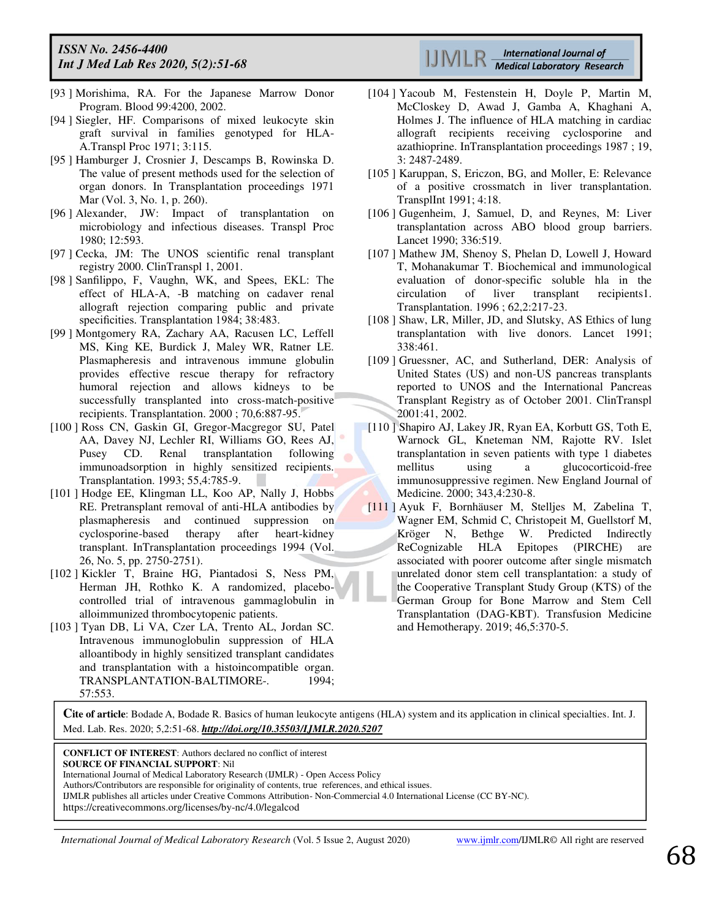[93 ] Morishima, RA. For the Japanese Marrow Donor Program. Blood 99:4200, 2002.

[94 ] Siegler, HF. Comparisons of mixed leukocyte skin graft survival in families genotyped for HLA-A.Transpl Proc 1971; 3:115.

[95 ] Hamburger J, Crosnier J, Descamps B, Rowinska D. The value of present methods used for the selection of organ donors. In Transplantation proceedings 1971 Mar (Vol. 3, No. 1, p. 260).

[96 ] Alexander, JW: Impact of transplantation on microbiology and infectious diseases. Transpl Proc 1980; 12:593.

[97 ] Cecka, JM: The UNOS scientific renal transplant registry 2000. ClinTranspl 1, 2001.

[98 ] Sanfilippo, F, Vaughn, WK, and Spees, EKL: The effect of HLA-A, -B matching on cadaver renal allograft rejection comparing public and private specificities. Transplantation 1984; 38:483.

[99 ] Montgomery RA, Zachary AA, Racusen LC, Leffell MS, King KE, Burdick J, Maley WR, Ratner LE. Plasmapheresis and intravenous immune globulin provides effective rescue therapy for refractory humoral rejection and allows kidneys to be successfully transplanted into cross-match-positive recipients. Transplantation. 2000 ; 70,6:887-95.

[100 ] Ross CN, Gaskin GI, Gregor-Macgregor SU, Patel AA, Davey NJ, Lechler RI, Williams GO, Rees AJ, Pusey CD. Renal transplantation following immunoadsorption in highly sensitized recipients. Transplantation. 1993; 55,4:785-9.

[101 ] Hodge EE, Klingman LL, Koo AP, Nally J, Hobbs RE. Pretransplant removal of anti-HLA antibodies by plasmapheresis and continued suppression on cyclosporine-based therapy after heart-kidney transplant. InTransplantation proceedings 1994 (Vol. 26, No. 5, pp. 2750-2751).

[102 ] Kickler T, Braine HG, Piantadosi S, Ness PM, Herman JH, Rothko K. A randomized, placebo-controlled trial of intravenous gammaglobulin in alloimmunized thrombocytopenic patients.

[103 ] Tyan DB, Li VA, Czer LA, Trento AL, Jordan SC. Intravenous immunoglobulin suppression of HLA alloantibody in highly sensitized transplant candidates and transplantation with a histoincompatible organ. TRANSPLANTATION-BALTIMORE-. 1994; 57:553.

[104 ] Yacoub M, Festenstein H, Doyle P, Martin M, McCloskey D, Awad J, Gamba A, Khaghani A, Holmes J. The influence of HLA matching in cardiac allograft recipients receiving cyclosporine and azathioprine. InTransplantation proceedings 1987 ; 19, 3: 2487-2489.

[105 ] Karuppan, S, Ericzon, BG, and Moller, E: Relevance of a positive crossmatch in liver transplantation. TransplInt 1991; 4:18.

[106 ] Gugenheim, J, Samuel, D, and Reynes, M: Liver transplantation across ABO blood group barriers. Lancet 1990; 336:519.

[107 ] Mathew JM, Shenoy S, Phelan D, Lowell J, Howard T, Mohanakumar T. Biochemical and immunological evaluation of donor-specific soluble hla in the circulation of liver transplant recipients1. Transplantation. 1996 ; 62,2:217-23.

[108 ] Shaw, LR, Miller, JD, and Slutsky, AS Ethics of lung transplantation with live donors. Lancet 1991; 338:461.

[109 ] Gruessner, AC, and Sutherland, DER: Analysis of United States (US) and non-US pancreas transplants reported to UNOS and the International Pancreas Transplant Registry as of October 2001. ClinTranspl 2001:41, 2002.

[110 ] Shapiro AJ, Lakey JR, Ryan EA, Korbutt GS, Toth E, Warnock GL, Kneteman NM, Rajotte RV. Islet transplantation in seven patients with type 1 diabetes mellitus using a glucocorticoid-free immunosuppressive regimen. New England Journal of Medicine. 2000; 343,4:230-8.

[111 ] Ayuk F, Bornhäuser M, Stelljes M, Zabelina T, Wagner EM, Schmid C, Christopeit M, Guellstorf M, Kröger N, Bethge W. Predicted Indirectly ReCognizable HLA Epitopes (PIRCHE) are associated with poorer outcome after single mismatch unrelated donor stem cell transplantation: a study of the Cooperative Transplant Study Group (KTS) of the German Group for Bone Marrow and Stem Cell Transplantation (DAG-KBT). Transfusion Medicine and Hemotherapy. 2019; 46,5:370-5.

**Cite of article**: Bodade A, Bodade R. Basics of human leukocyte antigens (HLA) system and its application in clinical specialties. Int. J. Med. Lab. Res. 2020; 5,2:51-68. ***http://doi.org/10.35503/IJMLR.2020.5207***

**CONFLICT OF INTEREST**: Authors declared no conflict of interest
**SOURCE OF FINANCIAL SUPPORT**: Nil
International Journal of Medical Laboratory Research (IJMLR) - Open Access Policy
Authors/Contributors are responsible for originality of contents, true references, and ethical issues.
IJMLR publishes all articles under Creative Commons Attribution- Non-Commercial 4.0 International License (CC BY-NC).
https://creativecommons.org/licenses/by-nc/4.0/legalcod